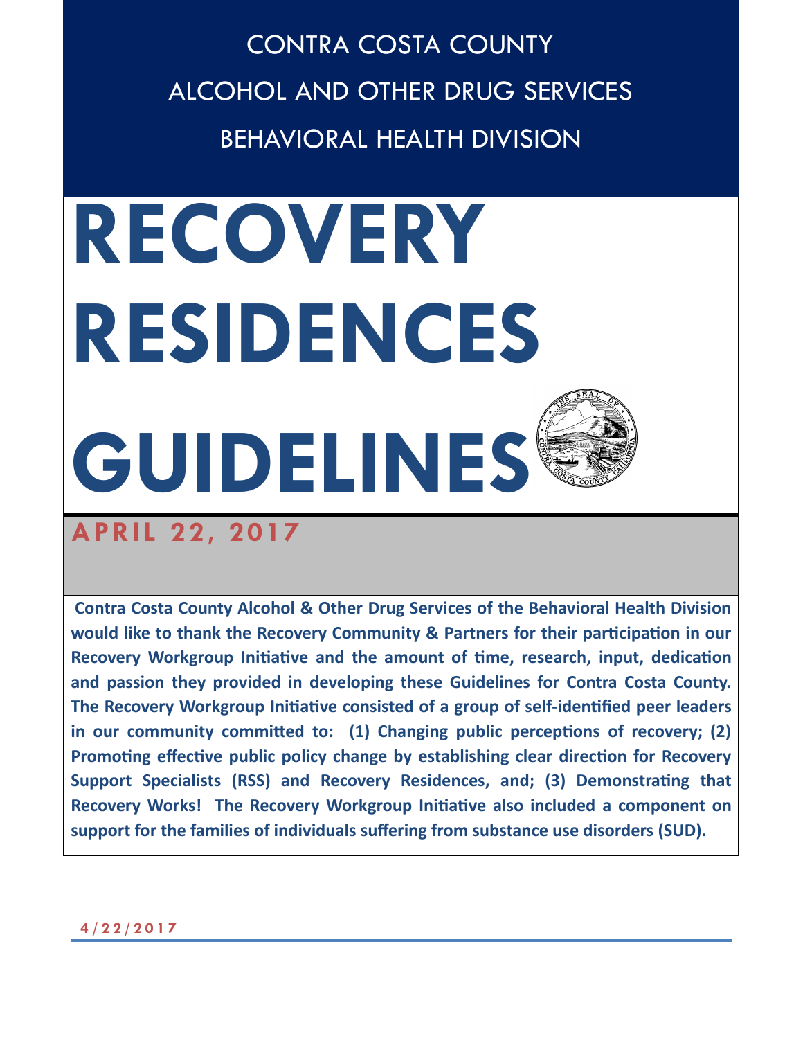CONTRA COSTA COUNTY

ALCOHOL AND OTHER DRUG SERVICES

BEHAVIORAL HEALTH DIVISION

# RECOVERY RESIDENCES GUIDELINES

## APRIL 22, 2017

**Contra Costa County Alcohol & Other Drug Services of the Behavioral Health Division would like to thank the Recovery Community & Partners for their participation in our Recovery Workgroup Initiative and the amount of time, research, input, dedication and passion they provided in developing these Guidelines for Contra Costa County. The Recovery Workgroup Initiative consisted of a group of self-identified peer leaders in our community committed to: (1) Changing public perceptions of recovery; (2) Promoting effective public policy change by establishing clear direction for Recovery Support Specialists (RSS) and Recovery Residences, and; (3) Demonstrating that Recovery Works! The Recovery Workgroup Initiative also included a component on support for the families of individuals suffering from substance use disorders (SUD).**

**4/22/2017**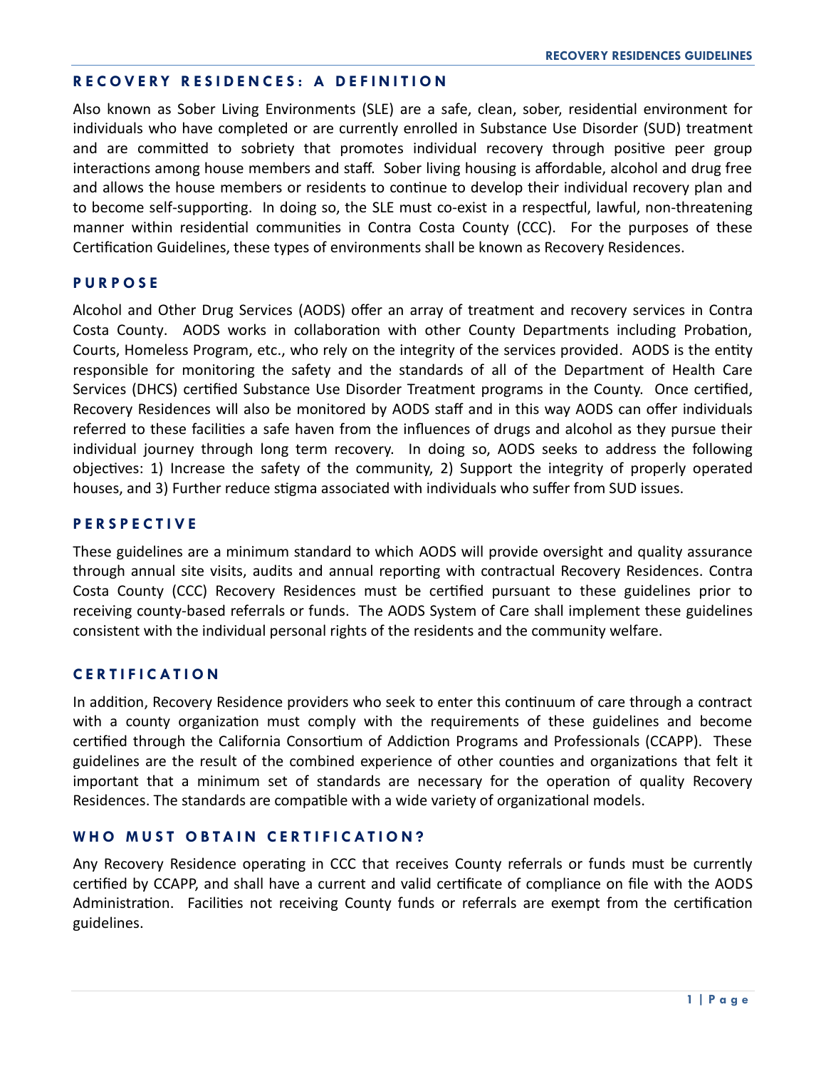## RECOVERY RESIDENCES: A DEFINITION

Also known as Sober Living Environments (SLE) are a safe, clean, sober, residential environment for individuals who have completed or are currently enrolled in Substance Use Disorder (SUD) treatment and are committed to sobriety that promotes individual recovery through positive peer group interactions among house members and staff. Sober living housing is affordable, alcohol and drug free and allows the house members or residents to continue to develop their individual recovery plan and to become self-supporting. In doing so, the SLE must co-exist in a respectful, lawful, non-threatening manner within residential communities in Contra Costa County (CCC). For the purposes of these Certification Guidelines, these types of environments shall be known as Recovery Residences.

## PURPOSE

Alcohol and Other Drug Services (AODS) offer an array of treatment and recovery services in Contra Costa County. AODS works in collaboration with other County Departments including Probation, Courts, Homeless Program, etc., who rely on the integrity of the services provided. AODS is the entity responsible for monitoring the safety and the standards of all of the Department of Health Care Services (DHCS) certified Substance Use Disorder Treatment programs in the County. Once certified, Recovery Residences will also be monitored by AODS staff and in this way AODS can offer individuals referred to these facilities a safe haven from the influences of drugs and alcohol as they pursue their individual journey through long term recovery. In doing so, AODS seeks to address the following objectives: 1) Increase the safety of the community, 2) Support the integrity of properly operated houses, and 3) Further reduce stigma associated with individuals who suffer from SUD issues.

## PERSPECTIVE

These guidelines are a minimum standard to which AODS will provide oversight and quality assurance through annual site visits, audits and annual reporting with contractual Recovery Residences. Contra Costa County (CCC) Recovery Residences must be certified pursuant to these guidelines prior to receiving county-based referrals or funds. The AODS System of Care shall implement these guidelines consistent with the individual personal rights of the residents and the community welfare.

## CERTIFICATION

In addition, Recovery Residence providers who seek to enter this continuum of care through a contract with a county organization must comply with the requirements of these guidelines and become certified through the California Consortium of Addiction Programs and Professionals (CCAPP). These guidelines are the result of the combined experience of other counties and organizations that felt it important that a minimum set of standards are necessary for the operation of quality Recovery Residences. The standards are compatible with a wide variety of organizational models.

## WHO MUST OBTAIN CERTIFICATION?

Any Recovery Residence operating in CCC that receives County referrals or funds must be currently certified by CCAPP, and shall have a current and valid certificate of compliance on file with the AODS Administration. Facilities not receiving County funds or referrals are exempt from the certification guidelines.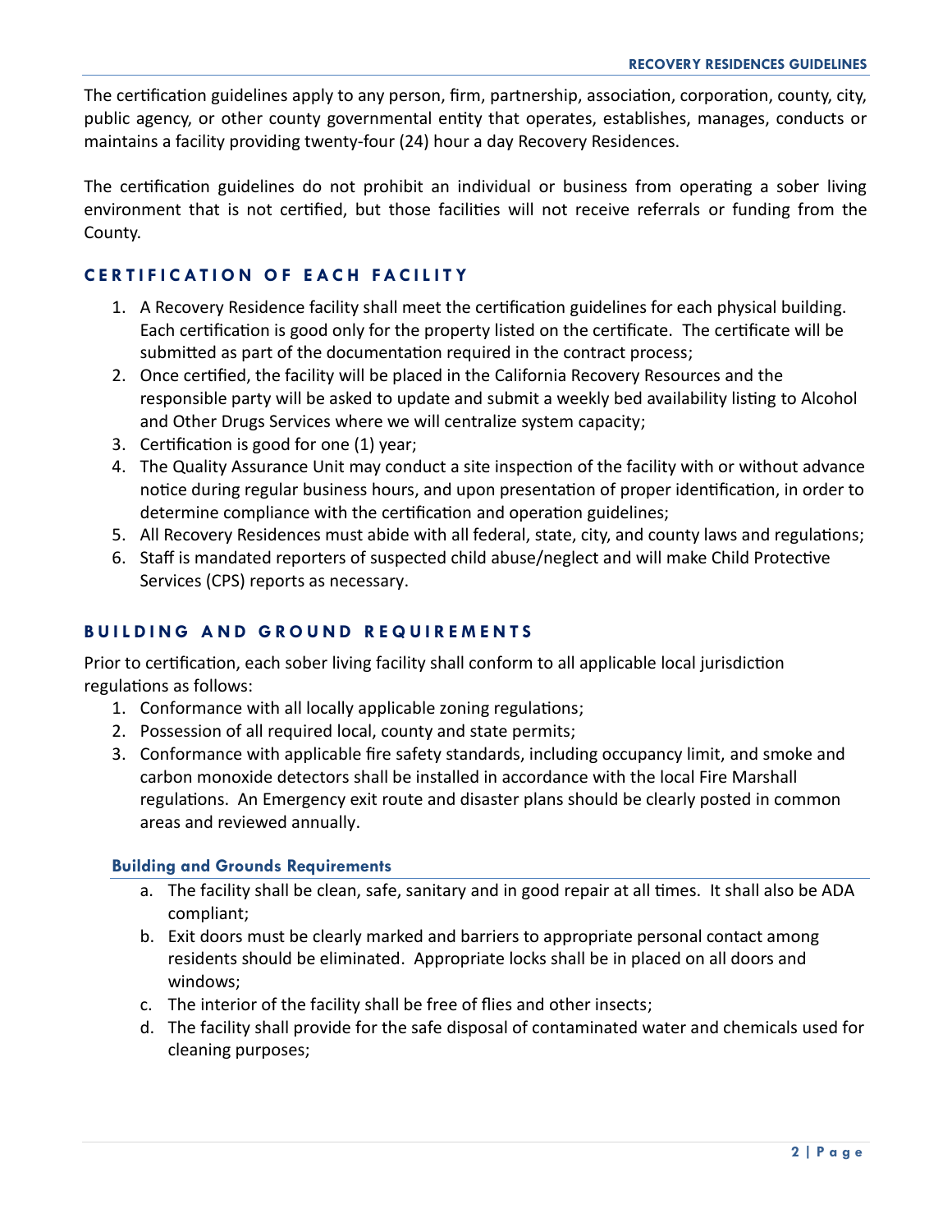The certification guidelines apply to any person, firm, partnership, association, corporation, county, city, public agency, or other county governmental entity that operates, establishes, manages, conducts or maintains a facility providing twenty-four (24) hour a day Recovery Residences.

The certification guidelines do not prohibit an individual or business from operating a sober living environment that is not certified, but those facilities will not receive referrals or funding from the County.

## CERTIFICATION OF EACH FACILITY

1. A Recovery Residence facility shall meet the certification guidelines for each physical building. Each certification is good only for the property listed on the certificate. The certificate will be submitted as part of the documentation required in the contract process;
2. Once certified, the facility will be placed in the California Recovery Resources and the responsible party will be asked to update and submit a weekly bed availability listing to Alcohol and Other Drugs Services where we will centralize system capacity;
3. Certification is good for one (1) year;
4. The Quality Assurance Unit may conduct a site inspection of the facility with or without advance notice during regular business hours, and upon presentation of proper identification, in order to determine compliance with the certification and operation guidelines;
5. All Recovery Residences must abide with all federal, state, city, and county laws and regulations;
6. Staff is mandated reporters of suspected child abuse/neglect and will make Child Protective Services (CPS) reports as necessary.

## BUILDING AND GROUND REQUIREMENTS

Prior to certification, each sober living facility shall conform to all applicable local jurisdiction regulations as follows:

1. Conformance with all locally applicable zoning regulations;
2. Possession of all required local, county and state permits;
3. Conformance with applicable fire safety standards, including occupancy limit, and smoke and carbon monoxide detectors shall be installed in accordance with the local Fire Marshall regulations. An Emergency exit route and disaster plans should be clearly posted in common areas and reviewed annually.

### Building and Grounds Requirements

a. The facility shall be clean, safe, sanitary and in good repair at all times. It shall also be ADA compliant;

b. Exit doors must be clearly marked and barriers to appropriate personal contact among residents should be eliminated. Appropriate locks shall be in placed on all doors and windows;

c. The interior of the facility shall be free of flies and other insects;

d. The facility shall provide for the safe disposal of contaminated water and chemicals used for cleaning purposes;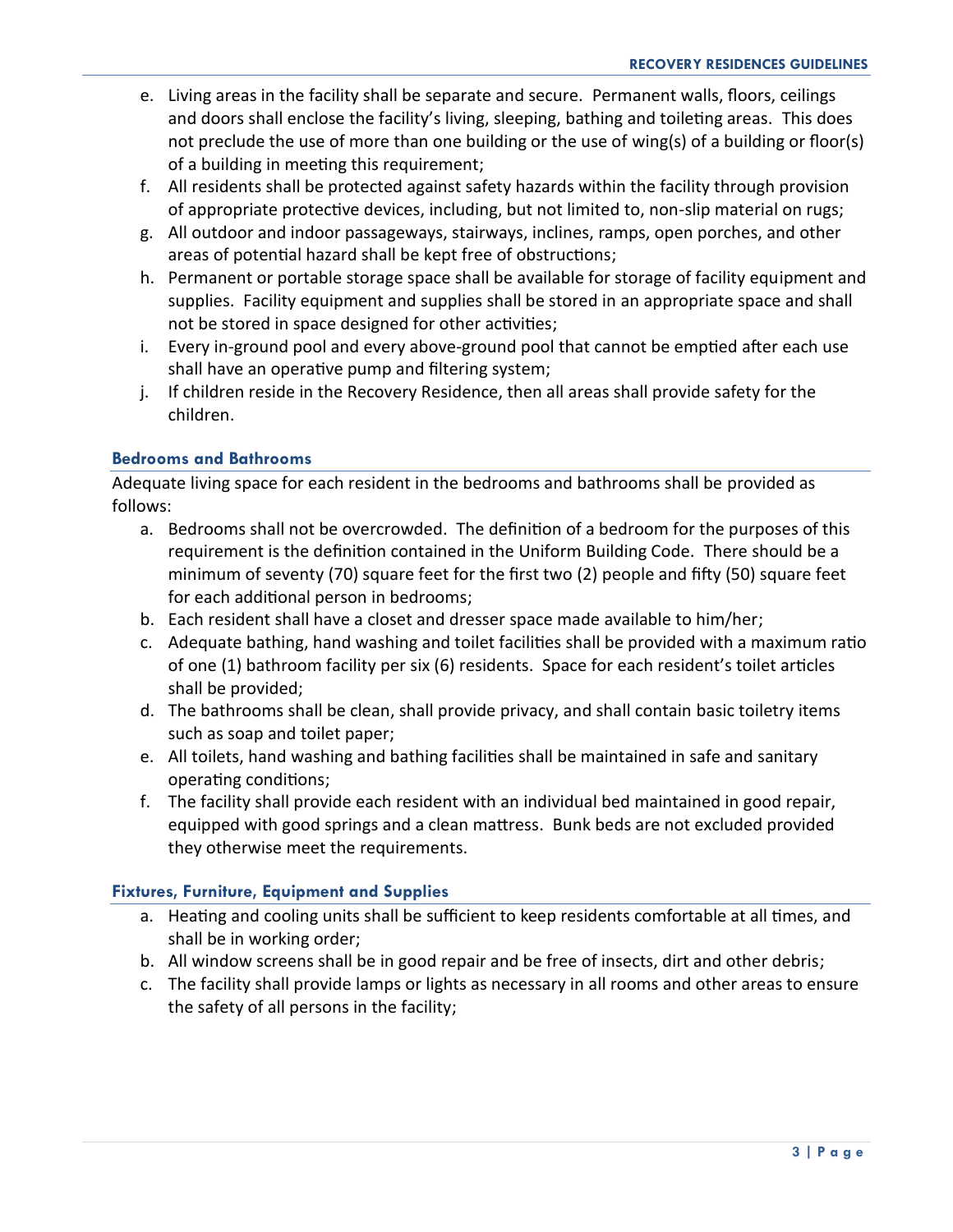e. Living areas in the facility shall be separate and secure. Permanent walls, floors, ceilings and doors shall enclose the facility's living, sleeping, bathing and toileting areas. This does not preclude the use of more than one building or the use of wing(s) of a building or floor(s) of a building in meeting this requirement;
f. All residents shall be protected against safety hazards within the facility through provision of appropriate protective devices, including, but not limited to, non-slip material on rugs;
g. All outdoor and indoor passageways, stairways, inclines, ramps, open porches, and other areas of potential hazard shall be kept free of obstructions;
h. Permanent or portable storage space shall be available for storage of facility equipment and supplies. Facility equipment and supplies shall be stored in an appropriate space and shall not be stored in space designed for other activities;
i. Every in-ground pool and every above-ground pool that cannot be emptied after each use shall have an operative pump and filtering system;
j. If children reside in the Recovery Residence, then all areas shall provide safety for the children.

### Bedrooms and Bathrooms

Adequate living space for each resident in the bedrooms and bathrooms shall be provided as follows:

a. Bedrooms shall not be overcrowded. The definition of a bedroom for the purposes of this requirement is the definition contained in the Uniform Building Code. There should be a minimum of seventy (70) square feet for the first two (2) people and fifty (50) square feet for each additional person in bedrooms;
b. Each resident shall have a closet and dresser space made available to him/her;
c. Adequate bathing, hand washing and toilet facilities shall be provided with a maximum ratio of one (1) bathroom facility per six (6) residents. Space for each resident's toilet articles shall be provided;
d. The bathrooms shall be clean, shall provide privacy, and shall contain basic toiletry items such as soap and toilet paper;
e. All toilets, hand washing and bathing facilities shall be maintained in safe and sanitary operating conditions;
f. The facility shall provide each resident with an individual bed maintained in good repair, equipped with good springs and a clean mattress. Bunk beds are not excluded provided they otherwise meet the requirements.

### Fixtures, Furniture, Equipment and Supplies

a. Heating and cooling units shall be sufficient to keep residents comfortable at all times, and shall be in working order;
b. All window screens shall be in good repair and be free of insects, dirt and other debris;
c. The facility shall provide lamps or lights as necessary in all rooms and other areas to ensure the safety of all persons in the facility;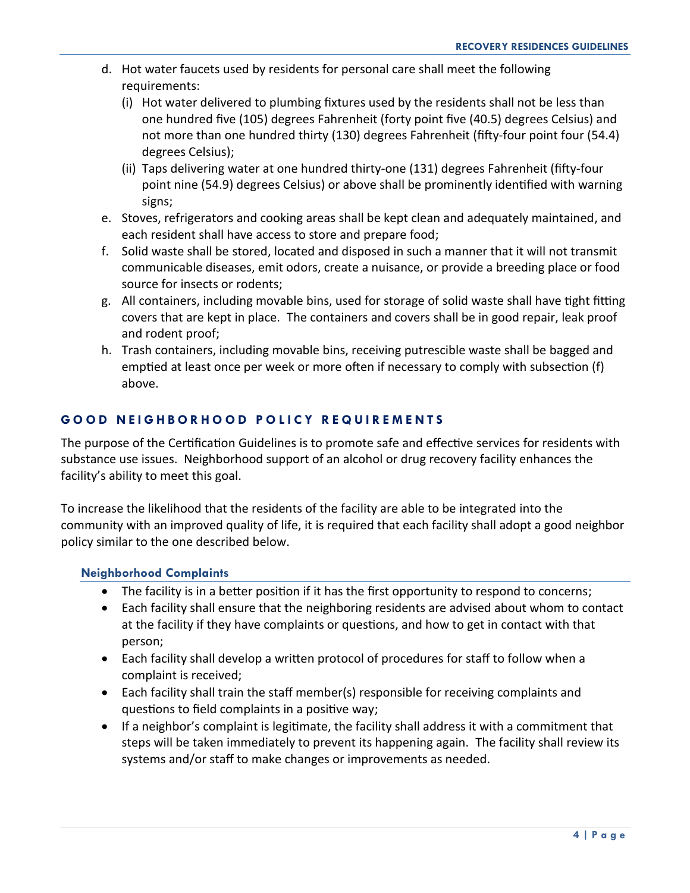d. Hot water faucets used by residents for personal care shall meet the following requirements:
   (i) Hot water delivered to plumbing fixtures used by the residents shall not be less than one hundred five (105) degrees Fahrenheit (forty point five (40.5) degrees Celsius) and not more than one hundred thirty (130) degrees Fahrenheit (fifty-four point four (54.4) degrees Celsius);
   (ii) Taps delivering water at one hundred thirty-one (131) degrees Fahrenheit (fifty-four point nine (54.9) degrees Celsius) or above shall be prominently identified with warning signs;

e. Stoves, refrigerators and cooking areas shall be kept clean and adequately maintained, and each resident shall have access to store and prepare food;

f. Solid waste shall be stored, located and disposed in such a manner that it will not transmit communicable diseases, emit odors, create a nuisance, or provide a breeding place or food source for insects or rodents;

g. All containers, including movable bins, used for storage of solid waste shall have tight fitting covers that are kept in place. The containers and covers shall be in good repair, leak proof and rodent proof;

h. Trash containers, including movable bins, receiving putrescible waste shall be bagged and emptied at least once per week or more often if necessary to comply with subsection (f) above.

## GOOD NEIGHBORHOOD POLICY REQUIREMENTS

The purpose of the Certification Guidelines is to promote safe and effective services for residents with substance use issues. Neighborhood support of an alcohol or drug recovery facility enhances the facility's ability to meet this goal.

To increase the likelihood that the residents of the facility are able to be integrated into the community with an improved quality of life, it is required that each facility shall adopt a good neighbor policy similar to the one described below.

### Neighborhood Complaints

- The facility is in a better position if it has the first opportunity to respond to concerns;
- Each facility shall ensure that the neighboring residents are advised about whom to contact at the facility if they have complaints or questions, and how to get in contact with that person;
- Each facility shall develop a written protocol of procedures for staff to follow when a complaint is received;
- Each facility shall train the staff member(s) responsible for receiving complaints and questions to field complaints in a positive way;
- If a neighbor's complaint is legitimate, the facility shall address it with a commitment that steps will be taken immediately to prevent its happening again. The facility shall review its systems and/or staff to make changes or improvements as needed.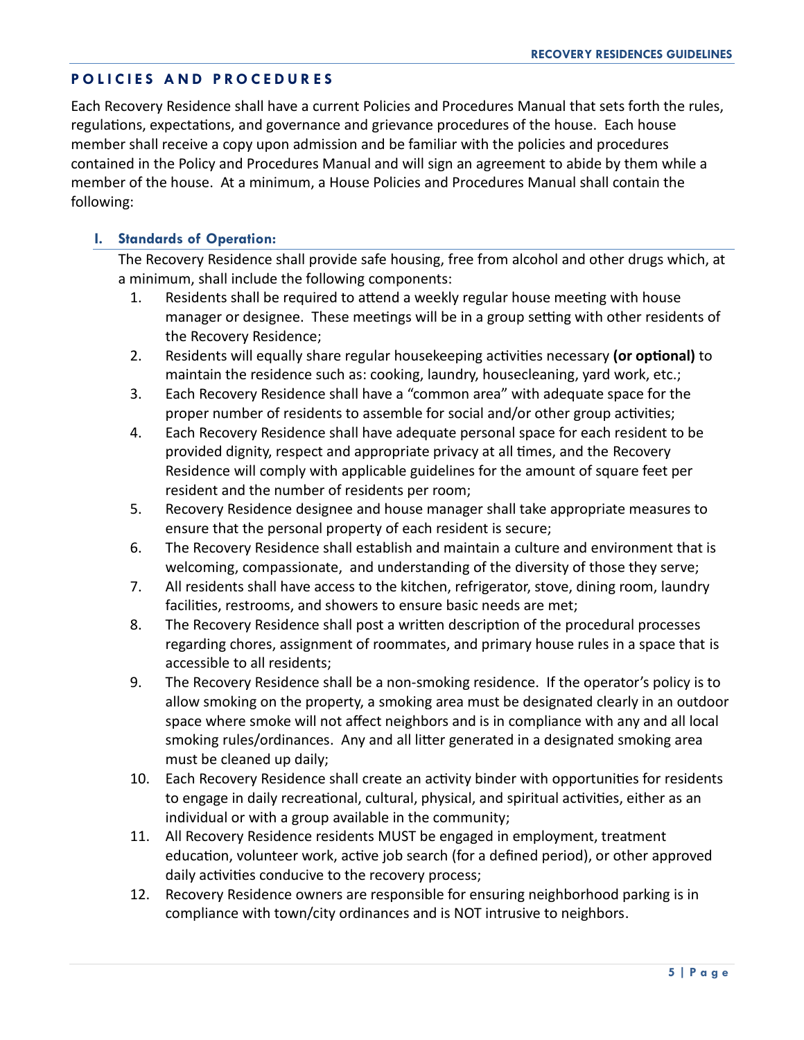## POLICIES AND PROCEDURES

Each Recovery Residence shall have a current Policies and Procedures Manual that sets forth the rules, regulations, expectations, and governance and grievance procedures of the house. Each house member shall receive a copy upon admission and be familiar with the policies and procedures contained in the Policy and Procedures Manual and will sign an agreement to abide by them while a member of the house. At a minimum, a House Policies and Procedures Manual shall contain the following:

### I. Standards of Operation:

The Recovery Residence shall provide safe housing, free from alcohol and other drugs which, at a minimum, shall include the following components:

1. Residents shall be required to attend a weekly regular house meeting with house manager or designee. These meetings will be in a group setting with other residents of the Recovery Residence;
2. Residents will equally share regular housekeeping activities necessary **(or optional)** to maintain the residence such as: cooking, laundry, housecleaning, yard work, etc.;
3. Each Recovery Residence shall have a "common area" with adequate space for the proper number of residents to assemble for social and/or other group activities;
4. Each Recovery Residence shall have adequate personal space for each resident to be provided dignity, respect and appropriate privacy at all times, and the Recovery Residence will comply with applicable guidelines for the amount of square feet per resident and the number of residents per room;
5. Recovery Residence designee and house manager shall take appropriate measures to ensure that the personal property of each resident is secure;
6. The Recovery Residence shall establish and maintain a culture and environment that is welcoming, compassionate, and understanding of the diversity of those they serve;
7. All residents shall have access to the kitchen, refrigerator, stove, dining room, laundry facilities, restrooms, and showers to ensure basic needs are met;
8. The Recovery Residence shall post a written description of the procedural processes regarding chores, assignment of roommates, and primary house rules in a space that is accessible to all residents;
9. The Recovery Residence shall be a non-smoking residence. If the operator's policy is to allow smoking on the property, a smoking area must be designated clearly in an outdoor space where smoke will not affect neighbors and is in compliance with any and all local smoking rules/ordinances. Any and all litter generated in a designated smoking area must be cleaned up daily;
10. Each Recovery Residence shall create an activity binder with opportunities for residents to engage in daily recreational, cultural, physical, and spiritual activities, either as an individual or with a group available in the community;
11. All Recovery Residence residents MUST be engaged in employment, treatment education, volunteer work, active job search (for a defined period), or other approved daily activities conducive to the recovery process;
12. Recovery Residence owners are responsible for ensuring neighborhood parking is in compliance with town/city ordinances and is NOT intrusive to neighbors.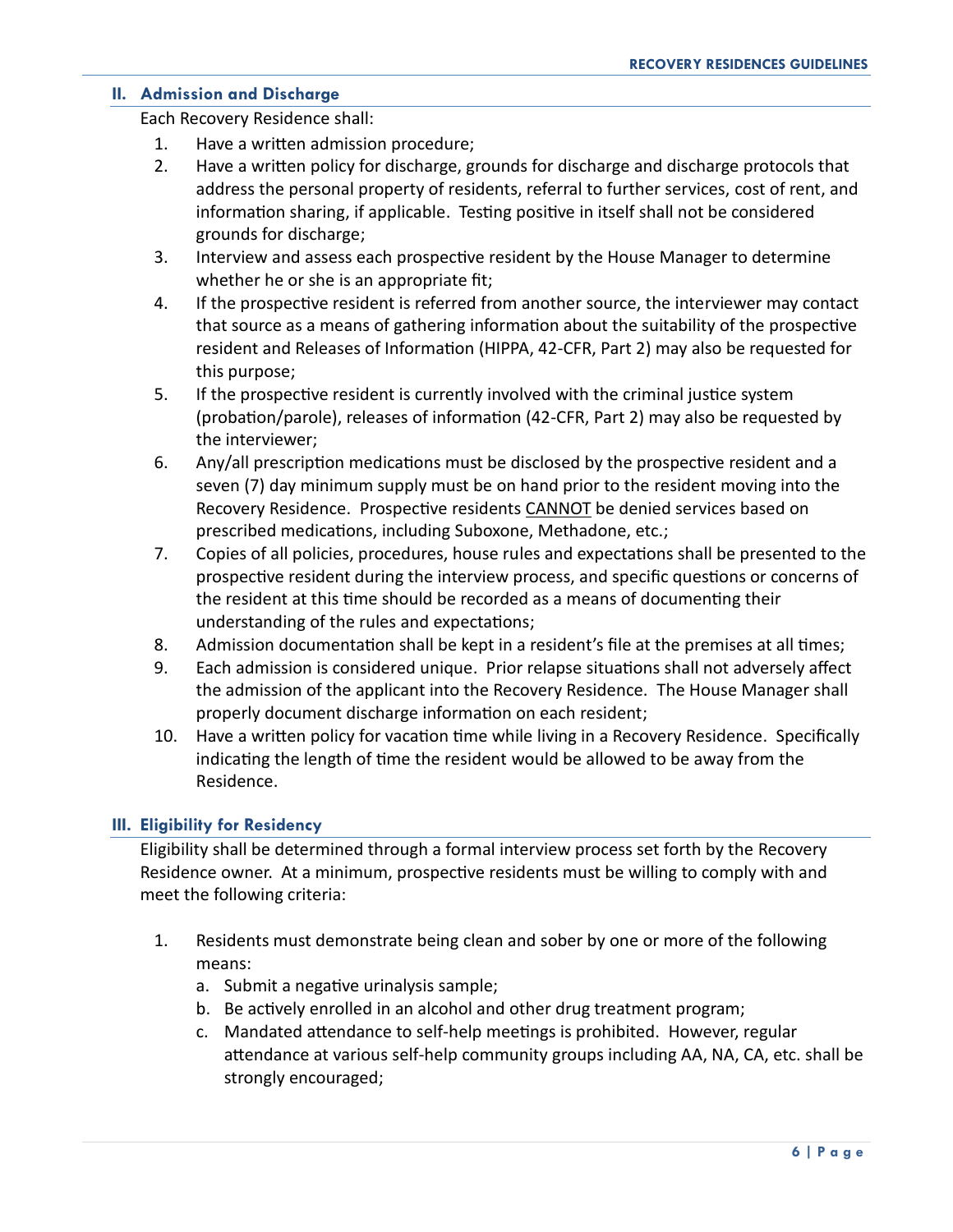## II. Admission and Discharge

Each Recovery Residence shall:

1. Have a written admission procedure;
2. Have a written policy for discharge, grounds for discharge and discharge protocols that address the personal property of residents, referral to further services, cost of rent, and information sharing, if applicable. Testing positive in itself shall not be considered grounds for discharge;
3. Interview and assess each prospective resident by the House Manager to determine whether he or she is an appropriate fit;
4. If the prospective resident is referred from another source, the interviewer may contact that source as a means of gathering information about the suitability of the prospective resident and Releases of Information (HIPPA, 42-CFR, Part 2) may also be requested for this purpose;
5. If the prospective resident is currently involved with the criminal justice system (probation/parole), releases of information (42-CFR, Part 2) may also be requested by the interviewer;
6. Any/all prescription medications must be disclosed by the prospective resident and a seven (7) day minimum supply must be on hand prior to the resident moving into the Recovery Residence. Prospective residents <u>CANNOT</u> be denied services based on prescribed medications, including Suboxone, Methadone, etc.;
7. Copies of all policies, procedures, house rules and expectations shall be presented to the prospective resident during the interview process, and specific questions or concerns of the resident at this time should be recorded as a means of documenting their understanding of the rules and expectations;
8. Admission documentation shall be kept in a resident's file at the premises at all times;
9. Each admission is considered unique. Prior relapse situations shall not adversely affect the admission of the applicant into the Recovery Residence. The House Manager shall properly document discharge information on each resident;
10. Have a written policy for vacation time while living in a Recovery Residence. Specifically indicating the length of time the resident would be allowed to be away from the Residence.

## III. Eligibility for Residency

Eligibility shall be determined through a formal interview process set forth by the Recovery Residence owner. At a minimum, prospective residents must be willing to comply with and meet the following criteria:

1. Residents must demonstrate being clean and sober by one or more of the following means:
   a. Submit a negative urinalysis sample;
   b. Be actively enrolled in an alcohol and other drug treatment program;
   c. Mandated attendance to self-help meetings is prohibited. However, regular attendance at various self-help community groups including AA, NA, CA, etc. shall be strongly encouraged;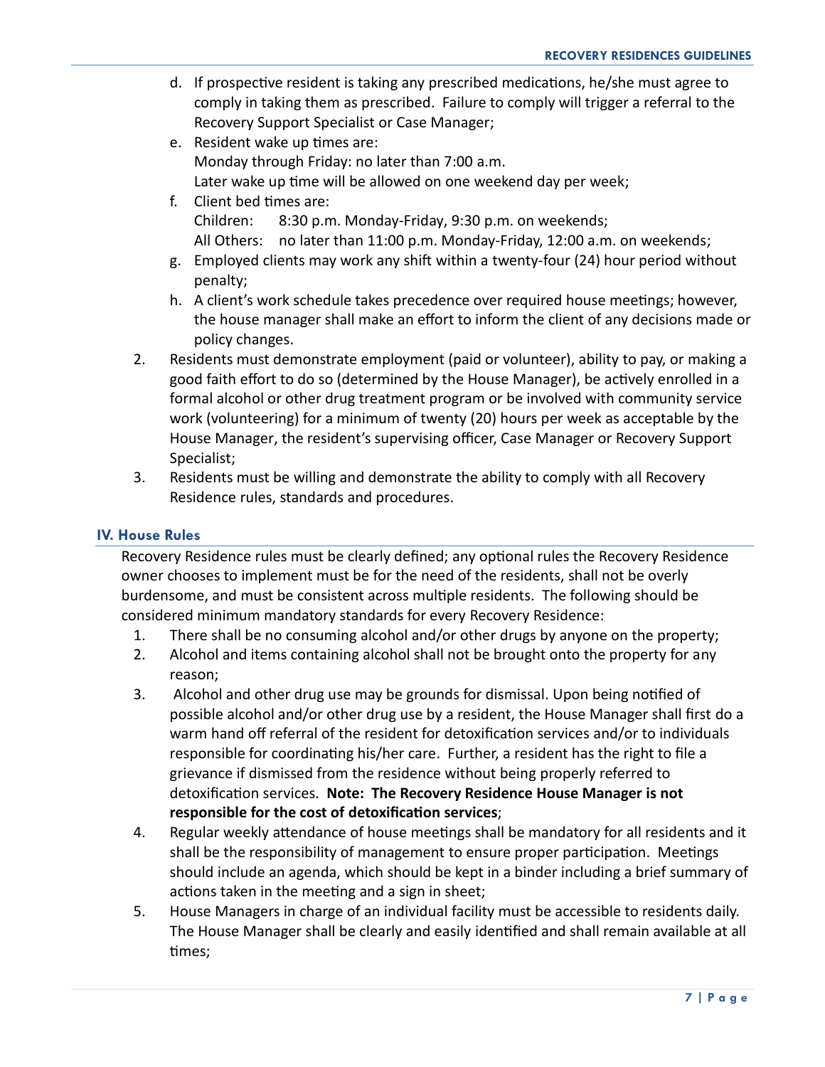d. If prospective resident is taking any prescribed medications, he/she must agree to comply in taking them as prescribed. Failure to comply will trigger a referral to the Recovery Support Specialist or Case Manager;

e. Resident wake up times are:
Monday through Friday: no later than 7:00 a.m.
Later wake up time will be allowed on one weekend day per week;

f. Client bed times are:
Children: 8:30 p.m. Monday-Friday, 9:30 p.m. on weekends;
All Others: no later than 11:00 p.m. Monday-Friday, 12:00 a.m. on weekends;

g. Employed clients may work any shift within a twenty-four (24) hour period without penalty;

h. A client's work schedule takes precedence over required house meetings; however, the house manager shall make an effort to inform the client of any decisions made or policy changes.

2. Residents must demonstrate employment (paid or volunteer), ability to pay, or making a good faith effort to do so (determined by the House Manager), be actively enrolled in a formal alcohol or other drug treatment program or be involved with community service work (volunteering) for a minimum of twenty (20) hours per week as acceptable by the House Manager, the resident's supervising officer, Case Manager or Recovery Support Specialist;

3. Residents must be willing and demonstrate the ability to comply with all Recovery Residence rules, standards and procedures.

## IV. House Rules

Recovery Residence rules must be clearly defined; any optional rules the Recovery Residence owner chooses to implement must be for the need of the residents, shall not be overly burdensome, and must be consistent across multiple residents. The following should be considered minimum mandatory standards for every Recovery Residence:

1. There shall be no consuming alcohol and/or other drugs by anyone on the property;
2. Alcohol and items containing alcohol shall not be brought onto the property for any reason;
3. Alcohol and other drug use may be grounds for dismissal. Upon being notified of possible alcohol and/or other drug use by a resident, the House Manager shall first do a warm hand off referral of the resident for detoxification services and/or to individuals responsible for coordinating his/her care. Further, a resident has the right to file a grievance if dismissed from the residence without being properly referred to detoxification services. **Note: The Recovery Residence House Manager is not responsible for the cost of detoxification services**;
4. Regular weekly attendance of house meetings shall be mandatory for all residents and it shall be the responsibility of management to ensure proper participation. Meetings should include an agenda, which should be kept in a binder including a brief summary of actions taken in the meeting and a sign in sheet;
5. House Managers in charge of an individual facility must be accessible to residents daily. The House Manager shall be clearly and easily identified and shall remain available at all times;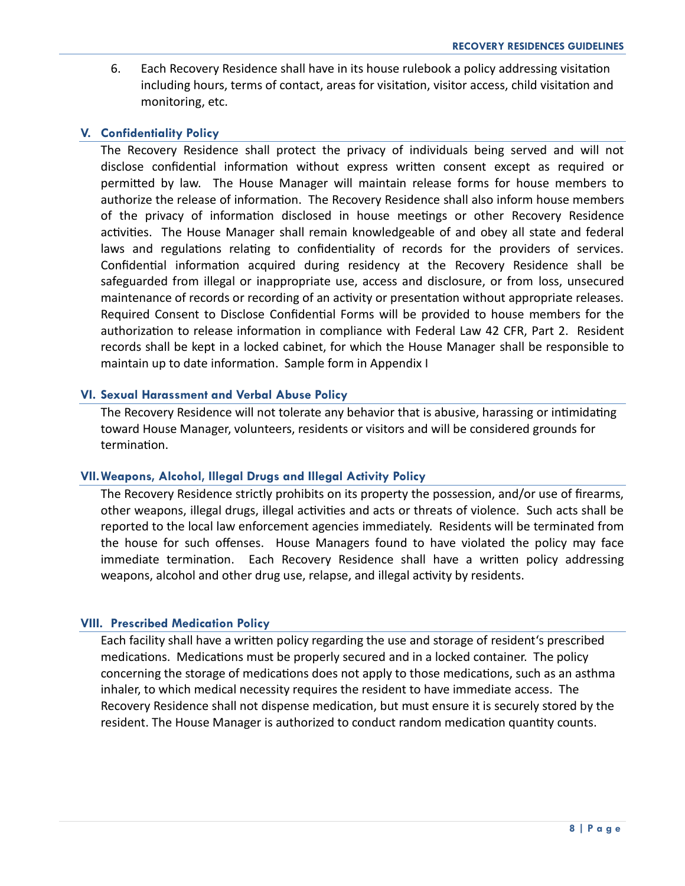6. Each Recovery Residence shall have in its house rulebook a policy addressing visitation including hours, terms of contact, areas for visitation, visitor access, child visitation and monitoring, etc.

## V. Confidentiality Policy

The Recovery Residence shall protect the privacy of individuals being served and will not disclose confidential information without express written consent except as required or permitted by law. The House Manager will maintain release forms for house members to authorize the release of information. The Recovery Residence shall also inform house members of the privacy of information disclosed in house meetings or other Recovery Residence activities. The House Manager shall remain knowledgeable of and obey all state and federal laws and regulations relating to confidentiality of records for the providers of services. Confidential information acquired during residency at the Recovery Residence shall be safeguarded from illegal or inappropriate use, access and disclosure, or from loss, unsecured maintenance of records or recording of an activity or presentation without appropriate releases. Required Consent to Disclose Confidential Forms will be provided to house members for the authorization to release information in compliance with Federal Law 42 CFR, Part 2. Resident records shall be kept in a locked cabinet, for which the House Manager shall be responsible to maintain up to date information. Sample form in Appendix I

## VI. Sexual Harassment and Verbal Abuse Policy

The Recovery Residence will not tolerate any behavior that is abusive, harassing or intimidating toward House Manager, volunteers, residents or visitors and will be considered grounds for termination.

## VII. Weapons, Alcohol, Illegal Drugs and Illegal Activity Policy

The Recovery Residence strictly prohibits on its property the possession, and/or use of firearms, other weapons, illegal drugs, illegal activities and acts or threats of violence. Such acts shall be reported to the local law enforcement agencies immediately. Residents will be terminated from the house for such offenses. House Managers found to have violated the policy may face immediate termination. Each Recovery Residence shall have a written policy addressing weapons, alcohol and other drug use, relapse, and illegal activity by residents.

## VIII. Prescribed Medication Policy

Each facility shall have a written policy regarding the use and storage of resident's prescribed medications. Medications must be properly secured and in a locked container. The policy concerning the storage of medications does not apply to those medications, such as an asthma inhaler, to which medical necessity requires the resident to have immediate access. The Recovery Residence shall not dispense medication, but must ensure it is securely stored by the resident. The House Manager is authorized to conduct random medication quantity counts.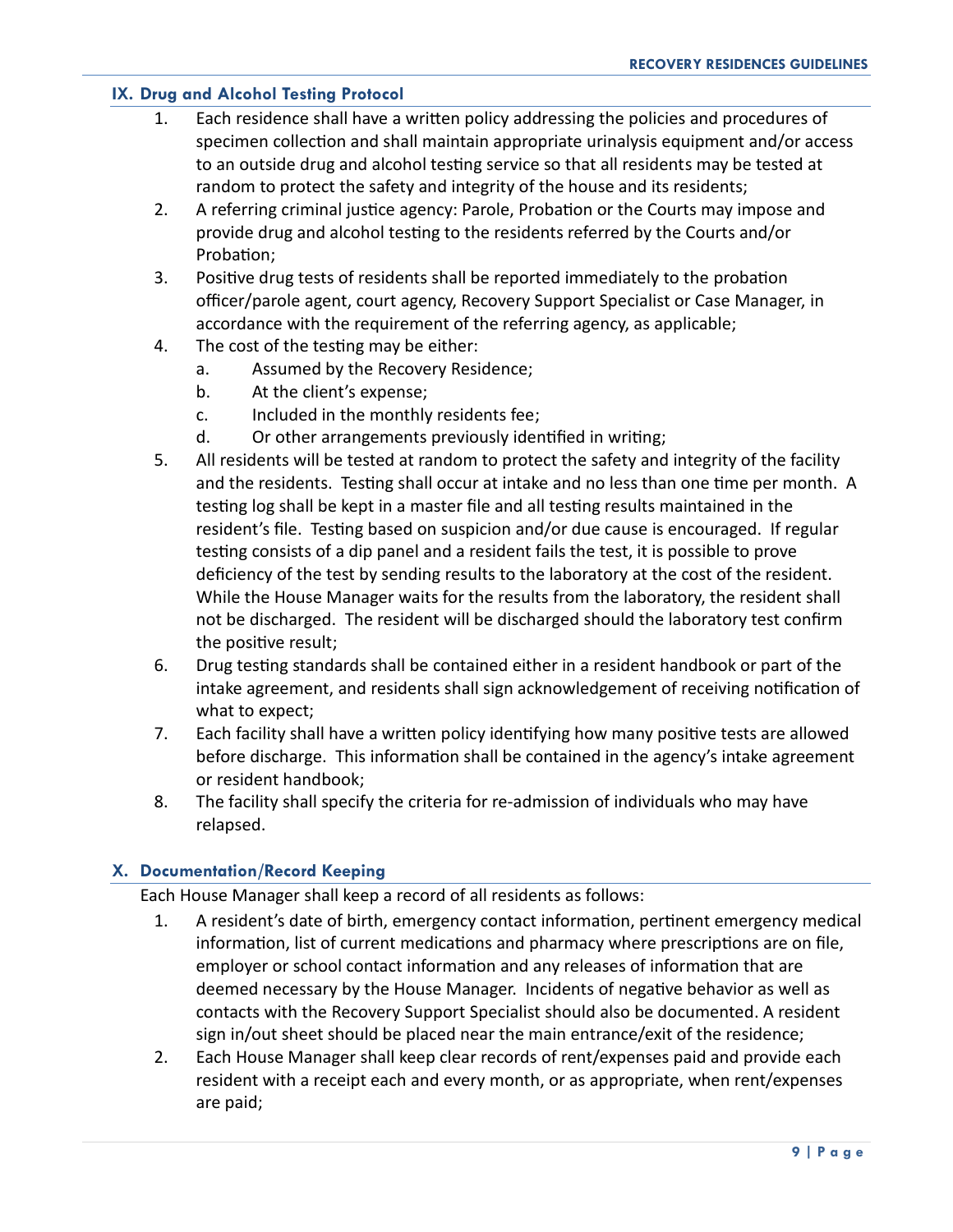## IX. Drug and Alcohol Testing Protocol

1. Each residence shall have a written policy addressing the policies and procedures of specimen collection and shall maintain appropriate urinalysis equipment and/or access to an outside drug and alcohol testing service so that all residents may be tested at random to protect the safety and integrity of the house and its residents;
2. A referring criminal justice agency: Parole, Probation or the Courts may impose and provide drug and alcohol testing to the residents referred by the Courts and/or Probation;
3. Positive drug tests of residents shall be reported immediately to the probation officer/parole agent, court agency, Recovery Support Specialist or Case Manager, in accordance with the requirement of the referring agency, as applicable;
4. The cost of the testing may be either:
   a. Assumed by the Recovery Residence;
   b. At the client's expense;
   c. Included in the monthly residents fee;
   d. Or other arrangements previously identified in writing;
5. All residents will be tested at random to protect the safety and integrity of the facility and the residents. Testing shall occur at intake and no less than one time per month. A testing log shall be kept in a master file and all testing results maintained in the resident's file. Testing based on suspicion and/or due cause is encouraged. If regular testing consists of a dip panel and a resident fails the test, it is possible to prove deficiency of the test by sending results to the laboratory at the cost of the resident. While the House Manager waits for the results from the laboratory, the resident shall not be discharged. The resident will be discharged should the laboratory test confirm the positive result;
6. Drug testing standards shall be contained either in a resident handbook or part of the intake agreement, and residents shall sign acknowledgement of receiving notification of what to expect;
7. Each facility shall have a written policy identifying how many positive tests are allowed before discharge. This information shall be contained in the agency's intake agreement or resident handbook;
8. The facility shall specify the criteria for re-admission of individuals who may have relapsed.

## X. Documentation/Record Keeping

Each House Manager shall keep a record of all residents as follows:

1. A resident's date of birth, emergency contact information, pertinent emergency medical information, list of current medications and pharmacy where prescriptions are on file, employer or school contact information and any releases of information that are deemed necessary by the House Manager. Incidents of negative behavior as well as contacts with the Recovery Support Specialist should also be documented. A resident sign in/out sheet should be placed near the main entrance/exit of the residence;
2. Each House Manager shall keep clear records of rent/expenses paid and provide each resident with a receipt each and every month, or as appropriate, when rent/expenses are paid;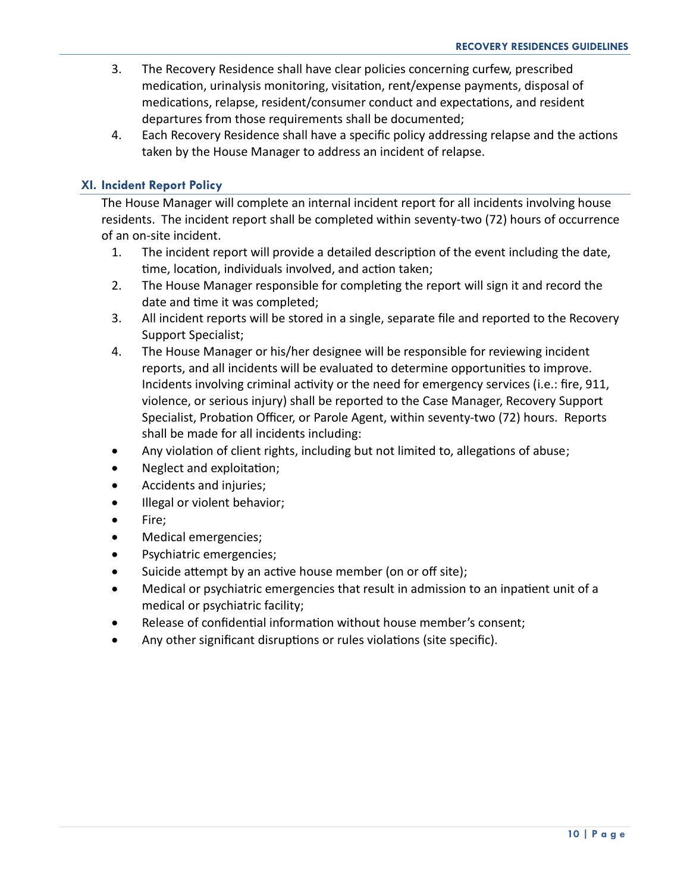3. The Recovery Residence shall have clear policies concerning curfew, prescribed medication, urinalysis monitoring, visitation, rent/expense payments, disposal of medications, relapse, resident/consumer conduct and expectations, and resident departures from those requirements shall be documented;
4. Each Recovery Residence shall have a specific policy addressing relapse and the actions taken by the House Manager to address an incident of relapse.

## XI. Incident Report Policy

The House Manager will complete an internal incident report for all incidents involving house residents. The incident report shall be completed within seventy-two (72) hours of occurrence of an on-site incident.

1. The incident report will provide a detailed description of the event including the date, time, location, individuals involved, and action taken;
2. The House Manager responsible for completing the report will sign it and record the date and time it was completed;
3. All incident reports will be stored in a single, separate file and reported to the Recovery Support Specialist;
4. The House Manager or his/her designee will be responsible for reviewing incident reports, and all incidents will be evaluated to determine opportunities to improve. Incidents involving criminal activity or the need for emergency services (i.e.: fire, 911, violence, or serious injury) shall be reported to the Case Manager, Recovery Support Specialist, Probation Officer, or Parole Agent, within seventy-two (72) hours. Reports shall be made for all incidents including:

- Any violation of client rights, including but not limited to, allegations of abuse;
- Neglect and exploitation;
- Accidents and injuries;
- Illegal or violent behavior;
- Fire;
- Medical emergencies;
- Psychiatric emergencies;
- Suicide attempt by an active house member (on or off site);
- Medical or psychiatric emergencies that result in admission to an inpatient unit of a medical or psychiatric facility;
- Release of confidential information without house member's consent;
- Any other significant disruptions or rules violations (site specific).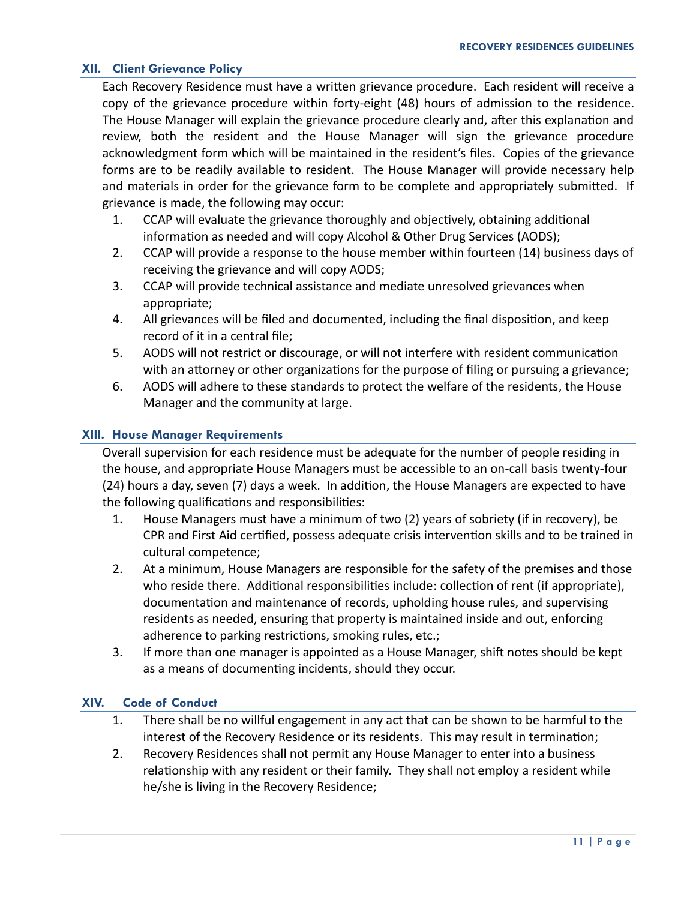## XII. Client Grievance Policy

Each Recovery Residence must have a written grievance procedure. Each resident will receive a copy of the grievance procedure within forty-eight (48) hours of admission to the residence. The House Manager will explain the grievance procedure clearly and, after this explanation and review, both the resident and the House Manager will sign the grievance procedure acknowledgment form which will be maintained in the resident's files. Copies of the grievance forms are to be readily available to resident. The House Manager will provide necessary help and materials in order for the grievance form to be complete and appropriately submitted. If grievance is made, the following may occur:

1. CCAP will evaluate the grievance thoroughly and objectively, obtaining additional information as needed and will copy Alcohol & Other Drug Services (AODS);
2. CCAP will provide a response to the house member within fourteen (14) business days of receiving the grievance and will copy AODS;
3. CCAP will provide technical assistance and mediate unresolved grievances when appropriate;
4. All grievances will be filed and documented, including the final disposition, and keep record of it in a central file;
5. AODS will not restrict or discourage, or will not interfere with resident communication with an attorney or other organizations for the purpose of filing or pursuing a grievance;
6. AODS will adhere to these standards to protect the welfare of the residents, the House Manager and the community at large.

## XIII. House Manager Requirements

Overall supervision for each residence must be adequate for the number of people residing in the house, and appropriate House Managers must be accessible to an on-call basis twenty-four (24) hours a day, seven (7) days a week. In addition, the House Managers are expected to have the following qualifications and responsibilities:

1. House Managers must have a minimum of two (2) years of sobriety (if in recovery), be CPR and First Aid certified, possess adequate crisis intervention skills and to be trained in cultural competence;
2. At a minimum, House Managers are responsible for the safety of the premises and those who reside there. Additional responsibilities include: collection of rent (if appropriate), documentation and maintenance of records, upholding house rules, and supervising residents as needed, ensuring that property is maintained inside and out, enforcing adherence to parking restrictions, smoking rules, etc.;
3. If more than one manager is appointed as a House Manager, shift notes should be kept as a means of documenting incidents, should they occur.

## XIV. Code of Conduct

1. There shall be no willful engagement in any act that can be shown to be harmful to the interest of the Recovery Residence or its residents. This may result in termination;
2. Recovery Residences shall not permit any House Manager to enter into a business relationship with any resident or their family. They shall not employ a resident while he/she is living in the Recovery Residence;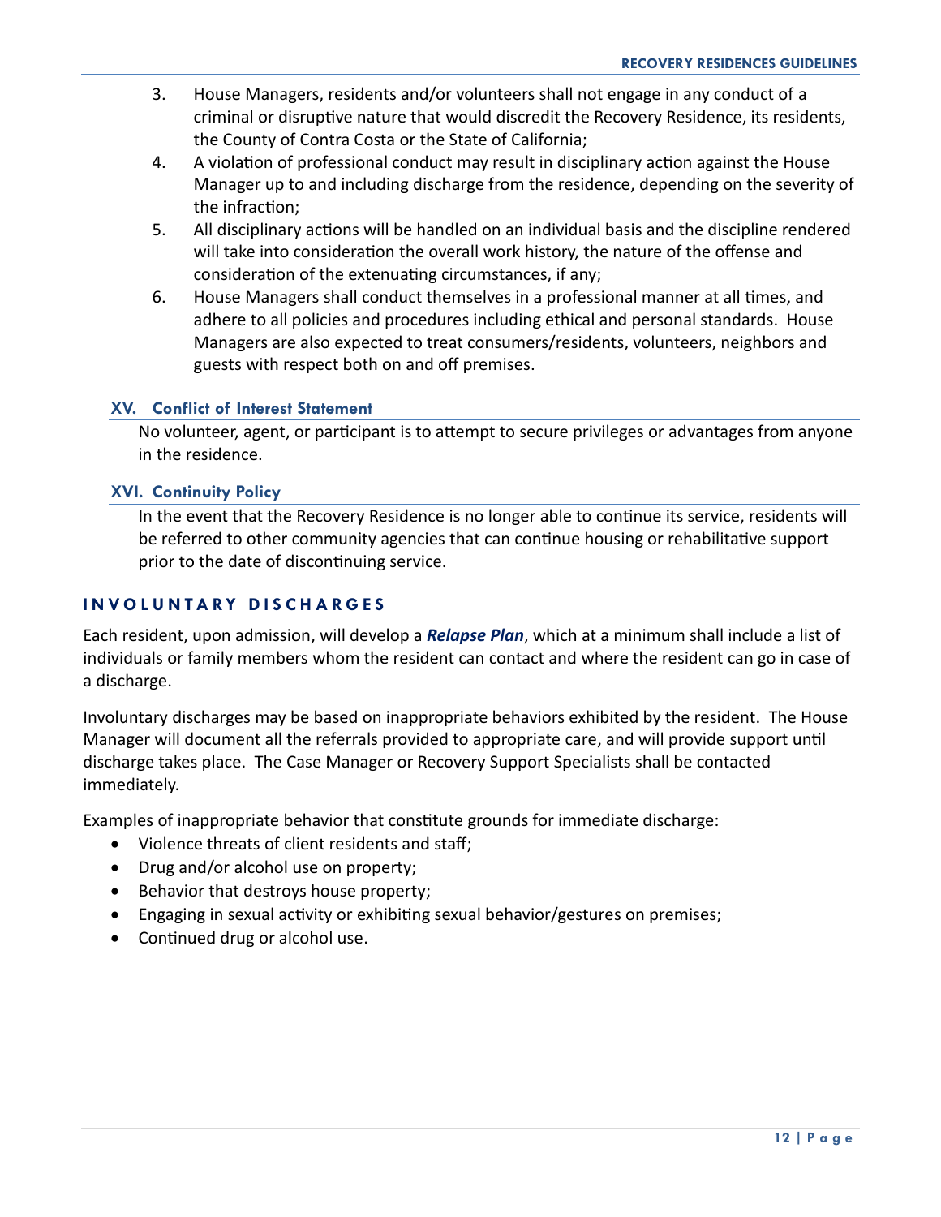3. House Managers, residents and/or volunteers shall not engage in any conduct of a criminal or disruptive nature that would discredit the Recovery Residence, its residents, the County of Contra Costa or the State of California;
4. A violation of professional conduct may result in disciplinary action against the House Manager up to and including discharge from the residence, depending on the severity of the infraction;
5. All disciplinary actions will be handled on an individual basis and the discipline rendered will take into consideration the overall work history, the nature of the offense and consideration of the extenuating circumstances, if any;
6. House Managers shall conduct themselves in a professional manner at all times, and adhere to all policies and procedures including ethical and personal standards. House Managers are also expected to treat consumers/residents, volunteers, neighbors and guests with respect both on and off premises.

### XV. Conflict of Interest Statement

No volunteer, agent, or participant is to attempt to secure privileges or advantages from anyone in the residence.

### XVI. Continuity Policy

In the event that the Recovery Residence is no longer able to continue its service, residents will be referred to other community agencies that can continue housing or rehabilitative support prior to the date of discontinuing service.

## INVOLUNTARY DISCHARGES

Each resident, upon admission, will develop a ***Relapse Plan***, which at a minimum shall include a list of individuals or family members whom the resident can contact and where the resident can go in case of a discharge.

Involuntary discharges may be based on inappropriate behaviors exhibited by the resident. The House Manager will document all the referrals provided to appropriate care, and will provide support until discharge takes place. The Case Manager or Recovery Support Specialists shall be contacted immediately.

Examples of inappropriate behavior that constitute grounds for immediate discharge:

- Violence threats of client residents and staff;
- Drug and/or alcohol use on property;
- Behavior that destroys house property;
- Engaging in sexual activity or exhibiting sexual behavior/gestures on premises;
- Continued drug or alcohol use.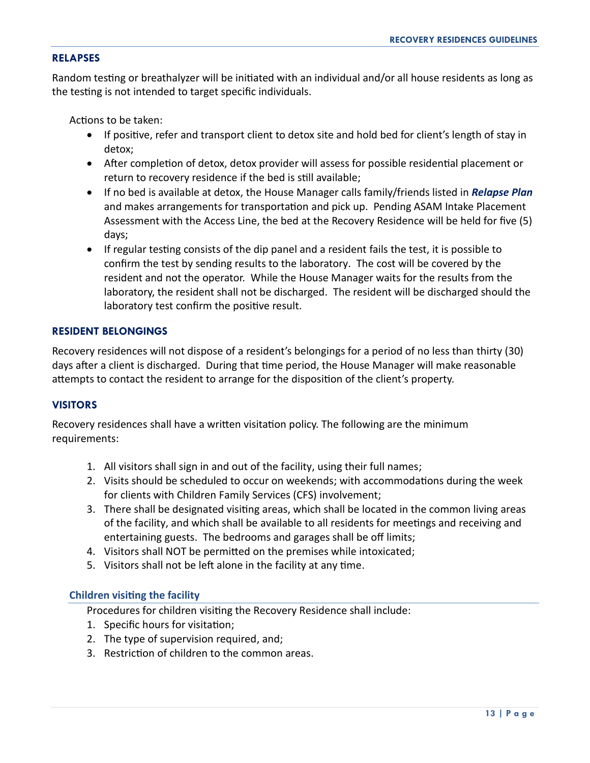## RELAPSES

Random testing or breathalyzer will be initiated with an individual and/or all house residents as long as the testing is not intended to target specific individuals.

Actions to be taken:

- If positive, refer and transport client to detox site and hold bed for client's length of stay in detox;
- After completion of detox, detox provider will assess for possible residential placement or return to recovery residence if the bed is still available;
- If no bed is available at detox, the House Manager calls family/friends listed in ***Relapse Plan*** and makes arrangements for transportation and pick up. Pending ASAM Intake Placement Assessment with the Access Line, the bed at the Recovery Residence will be held for five (5) days;
- If regular testing consists of the dip panel and a resident fails the test, it is possible to confirm the test by sending results to the laboratory. The cost will be covered by the resident and not the operator. While the House Manager waits for the results from the laboratory, the resident shall not be discharged. The resident will be discharged should the laboratory test confirm the positive result.

## RESIDENT BELONGINGS

Recovery residences will not dispose of a resident's belongings for a period of no less than thirty (30) days after a client is discharged. During that time period, the House Manager will make reasonable attempts to contact the resident to arrange for the disposition of the client's property.

## VISITORS

Recovery residences shall have a written visitation policy. The following are the minimum requirements:

1. All visitors shall sign in and out of the facility, using their full names;
2. Visits should be scheduled to occur on weekends; with accommodations during the week for clients with Children Family Services (CFS) involvement;
3. There shall be designated visiting areas, which shall be located in the common living areas of the facility, and which shall be available to all residents for meetings and receiving and entertaining guests. The bedrooms and garages shall be off limits;
4. Visitors shall NOT be permitted on the premises while intoxicated;
5. Visitors shall not be left alone in the facility at any time.

### Children visiting the facility

Procedures for children visiting the Recovery Residence shall include:

1. Specific hours for visitation;
2. The type of supervision required, and;
3. Restriction of children to the common areas.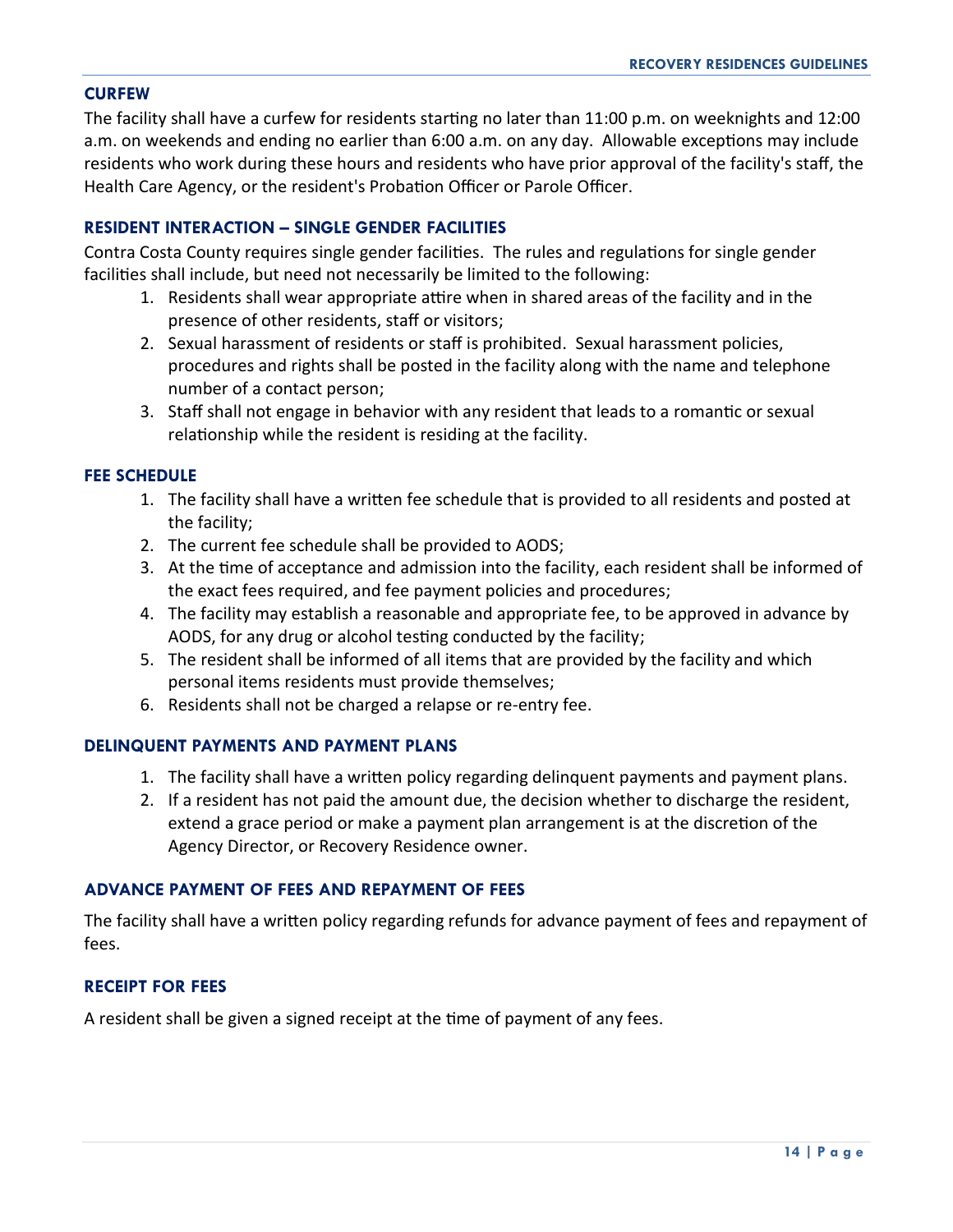### CURFEW

The facility shall have a curfew for residents starting no later than 11:00 p.m. on weeknights and 12:00 a.m. on weekends and ending no earlier than 6:00 a.m. on any day. Allowable exceptions may include residents who work during these hours and residents who have prior approval of the facility's staff, the Health Care Agency, or the resident's Probation Officer or Parole Officer.

### RESIDENT INTERACTION – SINGLE GENDER FACILITIES

Contra Costa County requires single gender facilities. The rules and regulations for single gender facilities shall include, but need not necessarily be limited to the following:

1. Residents shall wear appropriate attire when in shared areas of the facility and in the presence of other residents, staff or visitors;
2. Sexual harassment of residents or staff is prohibited. Sexual harassment policies, procedures and rights shall be posted in the facility along with the name and telephone number of a contact person;
3. Staff shall not engage in behavior with any resident that leads to a romantic or sexual relationship while the resident is residing at the facility.

### FEE SCHEDULE

1. The facility shall have a written fee schedule that is provided to all residents and posted at the facility;
2. The current fee schedule shall be provided to AODS;
3. At the time of acceptance and admission into the facility, each resident shall be informed of the exact fees required, and fee payment policies and procedures;
4. The facility may establish a reasonable and appropriate fee, to be approved in advance by AODS, for any drug or alcohol testing conducted by the facility;
5. The resident shall be informed of all items that are provided by the facility and which personal items residents must provide themselves;
6. Residents shall not be charged a relapse or re-entry fee.

### DELINQUENT PAYMENTS AND PAYMENT PLANS

1. The facility shall have a written policy regarding delinquent payments and payment plans.
2. If a resident has not paid the amount due, the decision whether to discharge the resident, extend a grace period or make a payment plan arrangement is at the discretion of the Agency Director, or Recovery Residence owner.

### ADVANCE PAYMENT OF FEES AND REPAYMENT OF FEES

The facility shall have a written policy regarding refunds for advance payment of fees and repayment of fees.

### RECEIPT FOR FEES

A resident shall be given a signed receipt at the time of payment of any fees.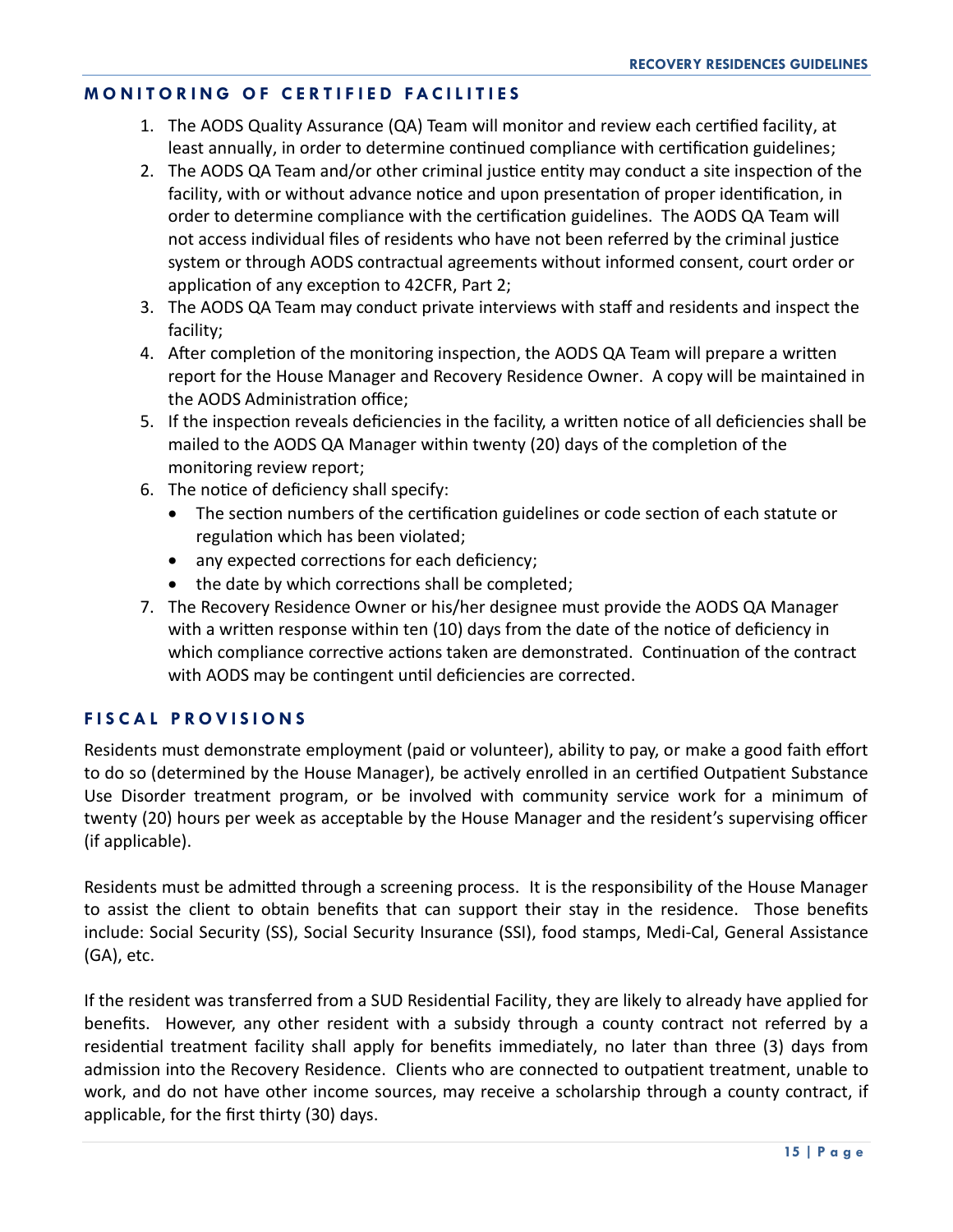## MONITORING OF CERTIFIED FACILITIES

1. The AODS Quality Assurance (QA) Team will monitor and review each certified facility, at least annually, in order to determine continued compliance with certification guidelines;
2. The AODS QA Team and/or other criminal justice entity may conduct a site inspection of the facility, with or without advance notice and upon presentation of proper identification, in order to determine compliance with the certification guidelines. The AODS QA Team will not access individual files of residents who have not been referred by the criminal justice system or through AODS contractual agreements without informed consent, court order or application of any exception to 42CFR, Part 2;
3. The AODS QA Team may conduct private interviews with staff and residents and inspect the facility;
4. After completion of the monitoring inspection, the AODS QA Team will prepare a written report for the House Manager and Recovery Residence Owner. A copy will be maintained in the AODS Administration office;
5. If the inspection reveals deficiencies in the facility, a written notice of all deficiencies shall be mailed to the AODS QA Manager within twenty (20) days of the completion of the monitoring review report;
6. The notice of deficiency shall specify:
   - The section numbers of the certification guidelines or code section of each statute or regulation which has been violated;
   - any expected corrections for each deficiency;
   - the date by which corrections shall be completed;
7. The Recovery Residence Owner or his/her designee must provide the AODS QA Manager with a written response within ten (10) days from the date of the notice of deficiency in which compliance corrective actions taken are demonstrated. Continuation of the contract with AODS may be contingent until deficiencies are corrected.

## FISCAL PROVISIONS

Residents must demonstrate employment (paid or volunteer), ability to pay, or make a good faith effort to do so (determined by the House Manager), be actively enrolled in an certified Outpatient Substance Use Disorder treatment program, or be involved with community service work for a minimum of twenty (20) hours per week as acceptable by the House Manager and the resident's supervising officer (if applicable).

Residents must be admitted through a screening process. It is the responsibility of the House Manager to assist the client to obtain benefits that can support their stay in the residence. Those benefits include: Social Security (SS), Social Security Insurance (SSI), food stamps, Medi-Cal, General Assistance (GA), etc.

If the resident was transferred from a SUD Residential Facility, they are likely to already have applied for benefits. However, any other resident with a subsidy through a county contract not referred by a residential treatment facility shall apply for benefits immediately, no later than three (3) days from admission into the Recovery Residence. Clients who are connected to outpatient treatment, unable to work, and do not have other income sources, may receive a scholarship through a county contract, if applicable, for the first thirty (30) days.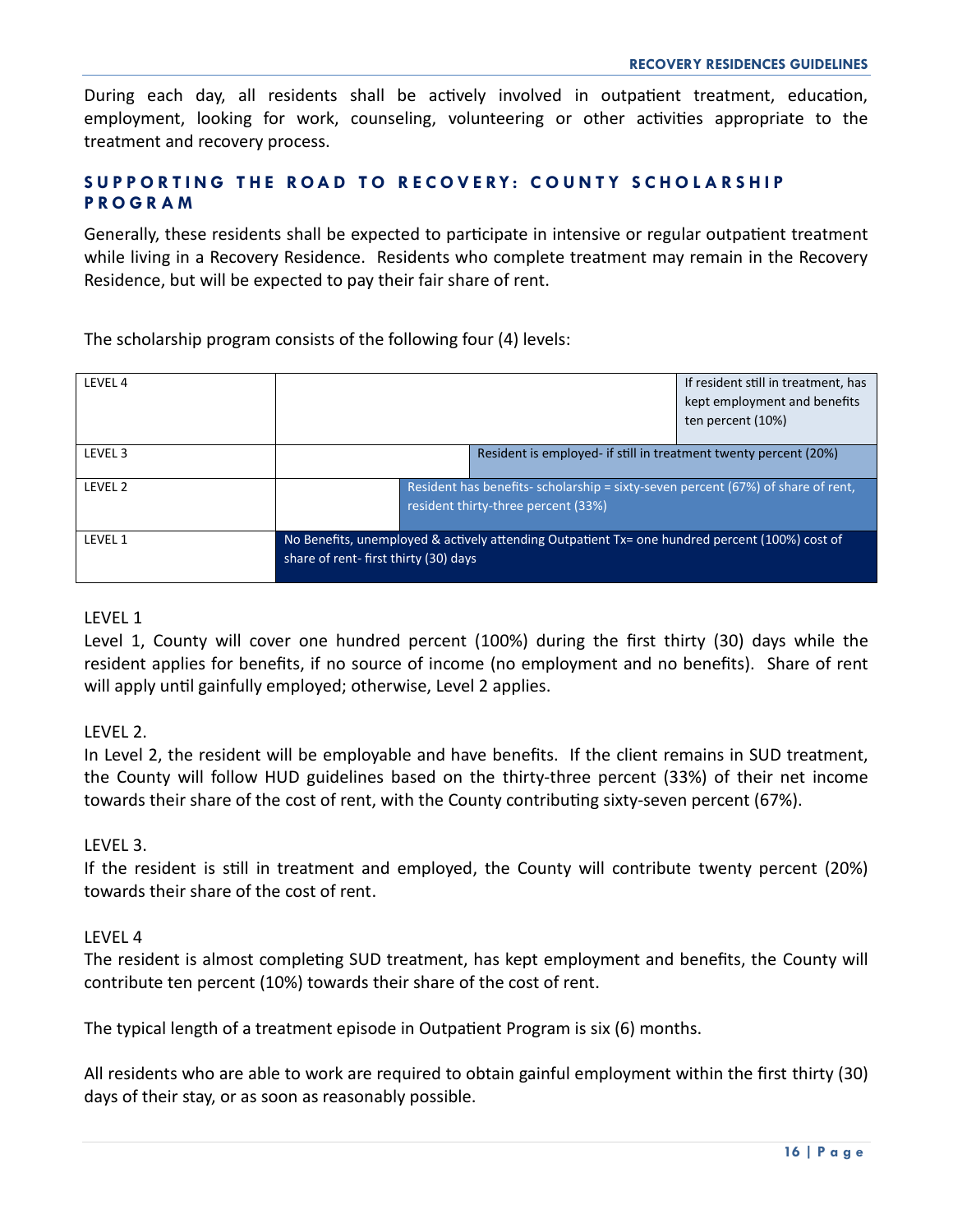During each day, all residents shall be actively involved in outpatient treatment, education, employment, looking for work, counseling, volunteering or other activities appropriate to the treatment and recovery process.

## SUPPORTING THE ROAD TO RECOVERY: COUNTY SCHOLARSHIP PROGRAM

Generally, these residents shall be expected to participate in intensive or regular outpatient treatment while living in a Recovery Residence. Residents who complete treatment may remain in the Recovery Residence, but will be expected to pay their fair share of rent.

The scholarship program consists of the following four (4) levels:

| | |
|---|---|
| LEVEL 4 | If resident still in treatment, has kept employment and benefits ten percent (10%) |
| LEVEL 3 | Resident is employed- if still in treatment twenty percent (20%) |
| LEVEL 2 | Resident has benefits- scholarship = sixty-seven percent (67%) of share of rent, resident thirty-three percent (33%) |
| LEVEL 1 | No Benefits, unemployed & actively attending Outpatient Tx= one hundred percent (100%) cost of share of rent- first thirty (30) days |

LEVEL 1

Level 1, County will cover one hundred percent (100%) during the first thirty (30) days while the resident applies for benefits, if no source of income (no employment and no benefits). Share of rent will apply until gainfully employed; otherwise, Level 2 applies.

LEVEL 2.

In Level 2, the resident will be employable and have benefits. If the client remains in SUD treatment, the County will follow HUD guidelines based on the thirty-three percent (33%) of their net income towards their share of the cost of rent, with the County contributing sixty-seven percent (67%).

LEVEL 3.

If the resident is still in treatment and employed, the County will contribute twenty percent (20%) towards their share of the cost of rent.

LEVEL 4

The resident is almost completing SUD treatment, has kept employment and benefits, the County will contribute ten percent (10%) towards their share of the cost of rent.

The typical length of a treatment episode in Outpatient Program is six (6) months.

All residents who are able to work are required to obtain gainful employment within the first thirty (30) days of their stay, or as soon as reasonably possible.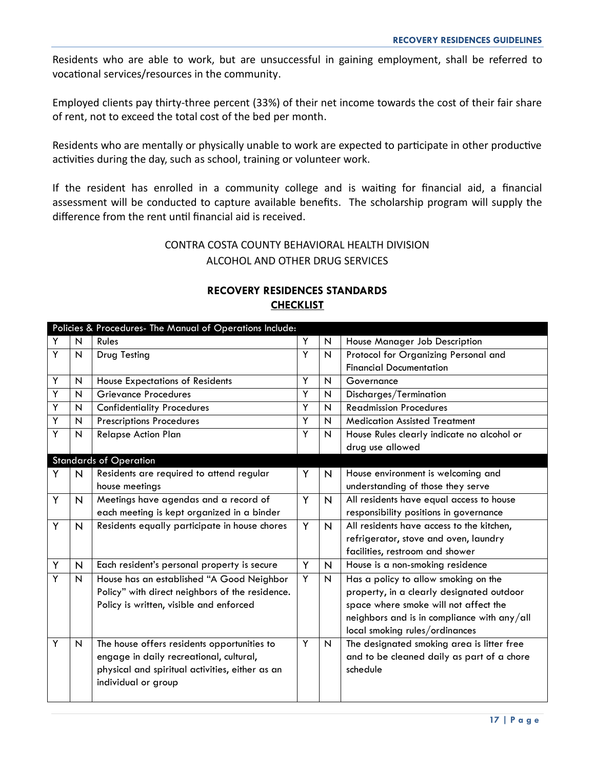Residents who are able to work, but are unsuccessful in gaining employment, shall be referred to vocational services/resources in the community.

Employed clients pay thirty-three percent (33%) of their net income towards the cost of their fair share of rent, not to exceed the total cost of the bed per month.

Residents who are mentally or physically unable to work are expected to participate in other productive activities during the day, such as school, training or volunteer work.

If the resident has enrolled in a community college and is waiting for financial aid, a financial assessment will be conducted to capture available benefits. The scholarship program will supply the difference from the rent until financial aid is received.

CONTRA COSTA COUNTY BEHAVIORAL HEALTH DIVISION
ALCOHOL AND OTHER DRUG SERVICES

## RECOVERY RESIDENCES STANDARDS <u>CHECKLIST</u>

| Policies & Procedures- The Manual of Operations Include: | | | | | |
|---|---|---|---|---|---|
| Y | N | Rules | Y | N | House Manager Job Description |
| Y | N | Drug Testing | Y | N | Protocol for Organizing Personal and Financial Documentation |
| Y | N | House Expectations of Residents | Y | N | Governance |
| Y | N | Grievance Procedures | Y | N | Discharges/Termination |
| Y | N | Confidentiality Procedures | Y | N | Readmission Procedures |
| Y | N | Prescriptions Procedures | Y | N | Medication Assisted Treatment |
| Y | N | Relapse Action Plan | Y | N | House Rules clearly indicate no alcohol or drug use allowed |
| **Standards of Operation** | | | | | |
| Y | N | Residents are required to attend regular house meetings | Y | N | House environment is welcoming and understanding of those they serve |
| Y | N | Meetings have agendas and a record of each meeting is kept organized in a binder | Y | N | All residents have equal access to house responsibility positions in governance |
| Y | N | Residents equally participate in house chores | Y | N | All residents have access to the kitchen, refrigerator, stove and oven, laundry facilities, restroom and shower |
| Y | N | Each resident's personal property is secure | Y | N | House is a non-smoking residence |
| Y | N | House has an established "A Good Neighbor Policy" with direct neighbors of the residence. Policy is written, visible and enforced | Y | N | Has a policy to allow smoking on the property, in a clearly designated outdoor space where smoke will not affect the neighbors and is in compliance with any/all local smoking rules/ordinances |
| Y | N | The house offers residents opportunities to engage in daily recreational, cultural, physical and spiritual activities, either as an individual or group | Y | N | The designated smoking area is litter free and to be cleaned daily as part of a chore schedule |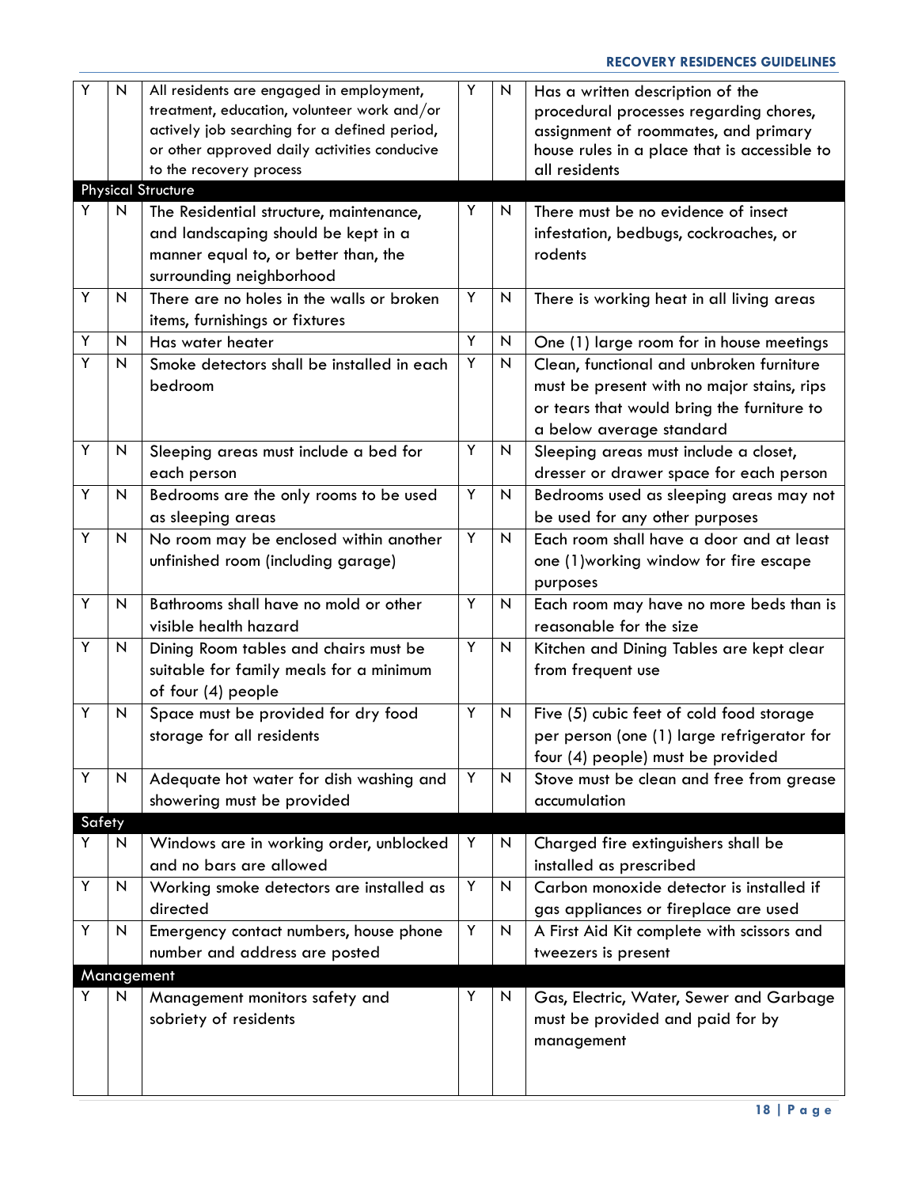| Y | N | Item | Y | N | Item |
|---|---|---|---|---|---|
| Y | N | All residents are engaged in employment, treatment, education, volunteer work and/or actively job searching for a defined period, or other approved daily activities conducive to the recovery process | Y | N | Has a written description of the procedural processes regarding chores, assignment of roommates, and primary house rules in a place that is accessible to all residents |
| **Physical Structure** | | | | | |
| Y | N | The Residential structure, maintenance, and landscaping should be kept in a manner equal to, or better than, the surrounding neighborhood | Y | N | There must be no evidence of insect infestation, bedbugs, cockroaches, or rodents |
| Y | N | There are no holes in the walls or broken items, furnishings or fixtures | Y | N | There is working heat in all living areas |
| Y | N | Has water heater | Y | N | One (1) large room for in house meetings |
| Y | N | Smoke detectors shall be installed in each bedroom | Y | N | Clean, functional and unbroken furniture must be present with no major stains, rips or tears that would bring the furniture to a below average standard |
| Y | N | Sleeping areas must include a bed for each person | Y | N | Sleeping areas must include a closet, dresser or drawer space for each person |
| Y | N | Bedrooms are the only rooms to be used as sleeping areas | Y | N | Bedrooms used as sleeping areas may not be used for any other purposes |
| Y | N | No room may be enclosed within another unfinished room (including garage) | Y | N | Each room shall have a door and at least one (1)working window for fire escape purposes |
| Y | N | Bathrooms shall have no mold or other visible health hazard | Y | N | Each room may have no more beds than is reasonable for the size |
| Y | N | Dining Room tables and chairs must be suitable for family meals for a minimum of four (4) people | Y | N | Kitchen and Dining Tables are kept clear from frequent use |
| Y | N | Space must be provided for dry food storage for all residents | Y | N | Five (5) cubic feet of cold food storage per person (one (1) large refrigerator for four (4) people) must be provided |
| Y | N | Adequate hot water for dish washing and showering must be provided | Y | N | Stove must be clean and free from grease accumulation |
| **Safety** | | | | | |
| Y | N | Windows are in working order, unblocked and no bars are allowed | Y | N | Charged fire extinguishers shall be installed as prescribed |
| Y | N | Working smoke detectors are installed as directed | Y | N | Carbon monoxide detector is installed if gas appliances or fireplace are used |
| Y | N | Emergency contact numbers, house phone number and address are posted | Y | N | A First Aid Kit complete with scissors and tweezers is present |
| **Management** | | | | | |
| Y | N | Management monitors safety and sobriety of residents | Y | N | Gas, Electric, Water, Sewer and Garbage must be provided and paid for by management |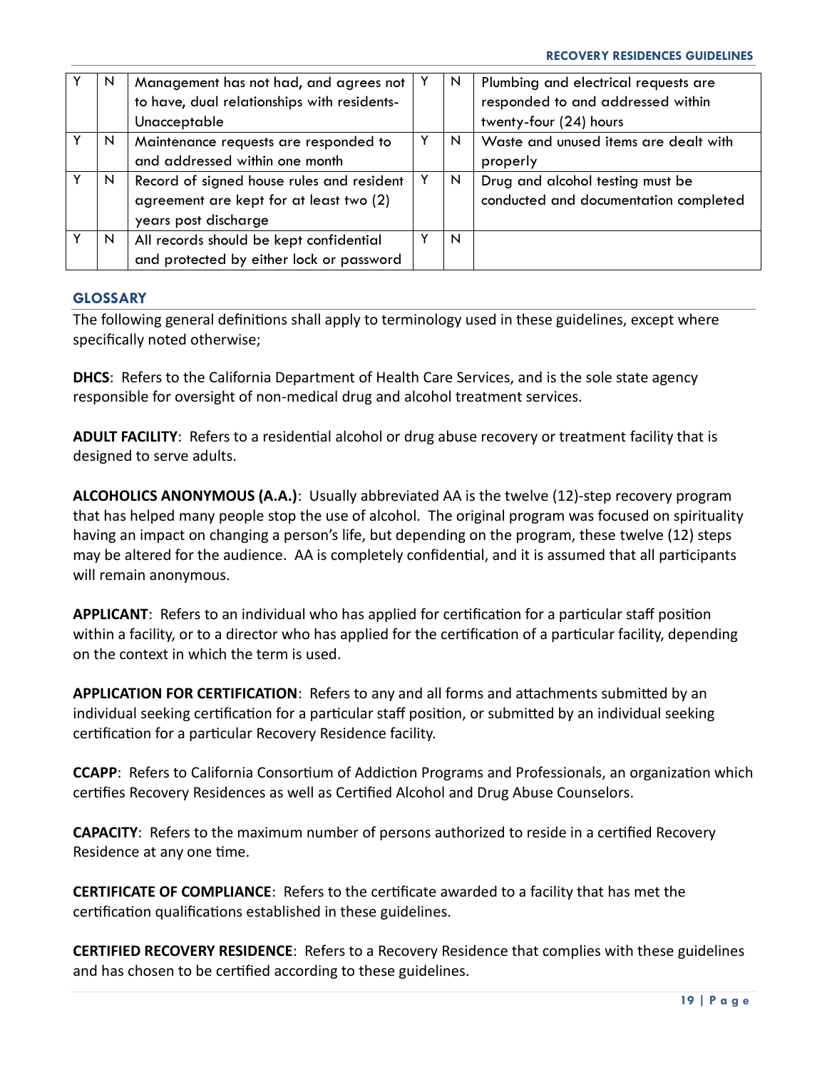| | | | | | |
|---|---|---|---|---|---|
| Y | N | Management has not had, and agrees not to have, dual relationships with residents-Unacceptable | Y | N | Plumbing and electrical requests are responded to and addressed within twenty-four (24) hours |
| Y | N | Maintenance requests are responded to and addressed within one month | Y | N | Waste and unused items are dealt with properly |
| Y | N | Record of signed house rules and resident agreement are kept for at least two (2) years post discharge | Y | N | Drug and alcohol testing must be conducted and documentation completed |
| Y | N | All records should be kept confidential and protected by either lock or password | Y | N | |

## GLOSSARY

The following general definitions shall apply to terminology used in these guidelines, except where specifically noted otherwise;

**DHCS**: Refers to the California Department of Health Care Services, and is the sole state agency responsible for oversight of non-medical drug and alcohol treatment services.

**ADULT FACILITY**: Refers to a residential alcohol or drug abuse recovery or treatment facility that is designed to serve adults.

**ALCOHOLICS ANONYMOUS (A.A.)**: Usually abbreviated AA is the twelve (12)-step recovery program that has helped many people stop the use of alcohol. The original program was focused on spirituality having an impact on changing a person's life, but depending on the program, these twelve (12) steps may be altered for the audience. AA is completely confidential, and it is assumed that all participants will remain anonymous.

**APPLICANT**: Refers to an individual who has applied for certification for a particular staff position within a facility, or to a director who has applied for the certification of a particular facility, depending on the context in which the term is used.

**APPLICATION FOR CERTIFICATION**: Refers to any and all forms and attachments submitted by an individual seeking certification for a particular staff position, or submitted by an individual seeking certification for a particular Recovery Residence facility.

**CCAPP**: Refers to California Consortium of Addiction Programs and Professionals, an organization which certifies Recovery Residences as well as Certified Alcohol and Drug Abuse Counselors.

**CAPACITY**: Refers to the maximum number of persons authorized to reside in a certified Recovery Residence at any one time.

**CERTIFICATE OF COMPLIANCE**: Refers to the certificate awarded to a facility that has met the certification qualifications established in these guidelines.

**CERTIFIED RECOVERY RESIDENCE**: Refers to a Recovery Residence that complies with these guidelines and has chosen to be certified according to these guidelines.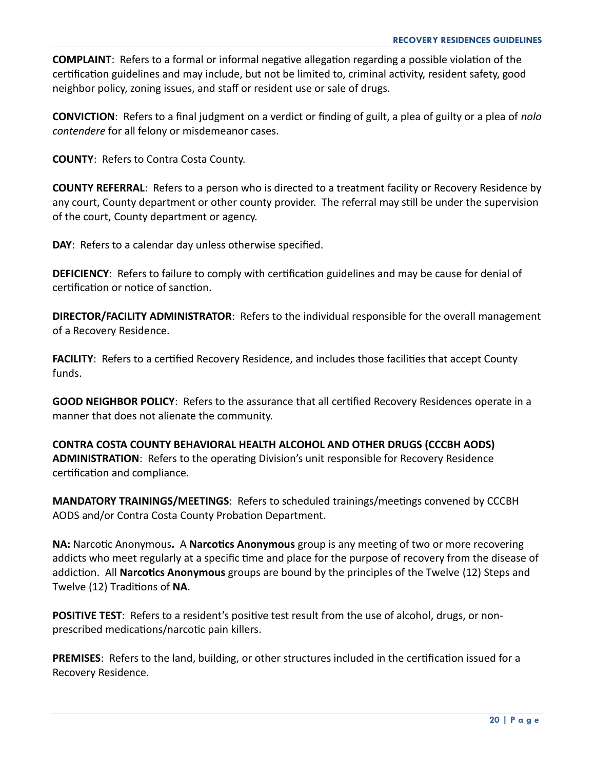**COMPLAINT**: Refers to a formal or informal negative allegation regarding a possible violation of the certification guidelines and may include, but not be limited to, criminal activity, resident safety, good neighbor policy, zoning issues, and staff or resident use or sale of drugs.

**CONVICTION**: Refers to a final judgment on a verdict or finding of guilt, a plea of guilty or a plea of *nolo contendere* for all felony or misdemeanor cases.

**COUNTY**: Refers to Contra Costa County.

**COUNTY REFERRAL**: Refers to a person who is directed to a treatment facility or Recovery Residence by any court, County department or other county provider. The referral may still be under the supervision of the court, County department or agency.

**DAY**: Refers to a calendar day unless otherwise specified.

**DEFICIENCY**: Refers to failure to comply with certification guidelines and may be cause for denial of certification or notice of sanction.

**DIRECTOR/FACILITY ADMINISTRATOR**: Refers to the individual responsible for the overall management of a Recovery Residence.

**FACILITY**: Refers to a certified Recovery Residence, and includes those facilities that accept County funds.

**GOOD NEIGHBOR POLICY**: Refers to the assurance that all certified Recovery Residences operate in a manner that does not alienate the community.

**CONTRA COSTA COUNTY BEHAVIORAL HEALTH ALCOHOL AND OTHER DRUGS (CCCBH AODS) ADMINISTRATION**: Refers to the operating Division's unit responsible for Recovery Residence certification and compliance.

**MANDATORY TRAININGS/MEETINGS**: Refers to scheduled trainings/meetings convened by CCCBH AODS and/or Contra Costa County Probation Department.

**NA:** Narcotic Anonymous**.** A **Narcotics Anonymous** group is any meeting of two or more recovering addicts who meet regularly at a specific time and place for the purpose of recovery from the disease of addiction. All **Narcotics Anonymous** groups are bound by the principles of the Twelve (12) Steps and Twelve (12) Traditions of **NA**.

**POSITIVE TEST**: Refers to a resident's positive test result from the use of alcohol, drugs, or non-prescribed medications/narcotic pain killers.

**PREMISES**: Refers to the land, building, or other structures included in the certification issued for a Recovery Residence.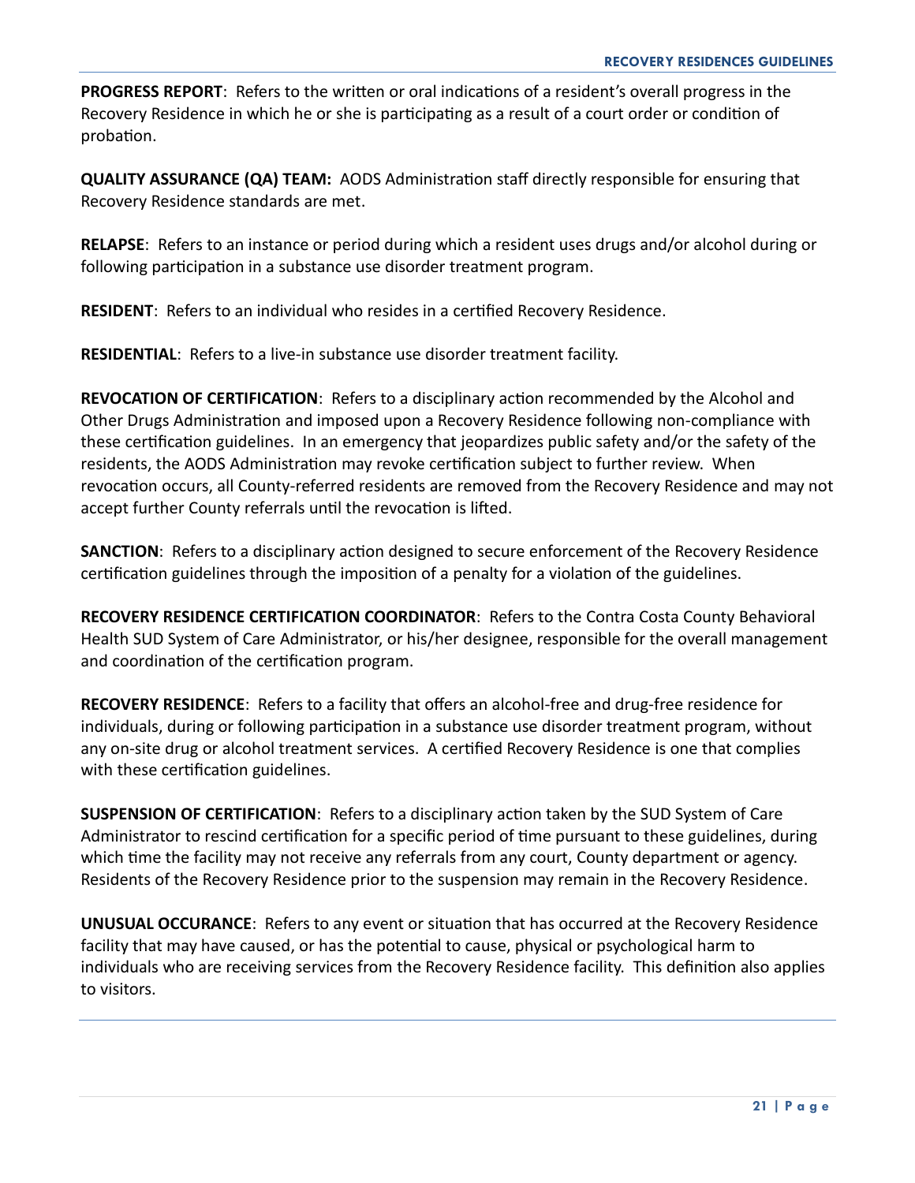**PROGRESS REPORT**: Refers to the written or oral indications of a resident's overall progress in the Recovery Residence in which he or she is participating as a result of a court order or condition of probation.

**QUALITY ASSURANCE (QA) TEAM:** AODS Administration staff directly responsible for ensuring that Recovery Residence standards are met.

**RELAPSE**: Refers to an instance or period during which a resident uses drugs and/or alcohol during or following participation in a substance use disorder treatment program.

**RESIDENT**: Refers to an individual who resides in a certified Recovery Residence.

**RESIDENTIAL**: Refers to a live-in substance use disorder treatment facility.

**REVOCATION OF CERTIFICATION**: Refers to a disciplinary action recommended by the Alcohol and Other Drugs Administration and imposed upon a Recovery Residence following non-compliance with these certification guidelines. In an emergency that jeopardizes public safety and/or the safety of the residents, the AODS Administration may revoke certification subject to further review. When revocation occurs, all County-referred residents are removed from the Recovery Residence and may not accept further County referrals until the revocation is lifted.

**SANCTION**: Refers to a disciplinary action designed to secure enforcement of the Recovery Residence certification guidelines through the imposition of a penalty for a violation of the guidelines.

**RECOVERY RESIDENCE CERTIFICATION COORDINATOR**: Refers to the Contra Costa County Behavioral Health SUD System of Care Administrator, or his/her designee, responsible for the overall management and coordination of the certification program.

**RECOVERY RESIDENCE**: Refers to a facility that offers an alcohol-free and drug-free residence for individuals, during or following participation in a substance use disorder treatment program, without any on-site drug or alcohol treatment services. A certified Recovery Residence is one that complies with these certification guidelines.

**SUSPENSION OF CERTIFICATION**: Refers to a disciplinary action taken by the SUD System of Care Administrator to rescind certification for a specific period of time pursuant to these guidelines, during which time the facility may not receive any referrals from any court, County department or agency. Residents of the Recovery Residence prior to the suspension may remain in the Recovery Residence.

**UNUSUAL OCCURANCE**: Refers to any event or situation that has occurred at the Recovery Residence facility that may have caused, or has the potential to cause, physical or psychological harm to individuals who are receiving services from the Recovery Residence facility. This definition also applies to visitors.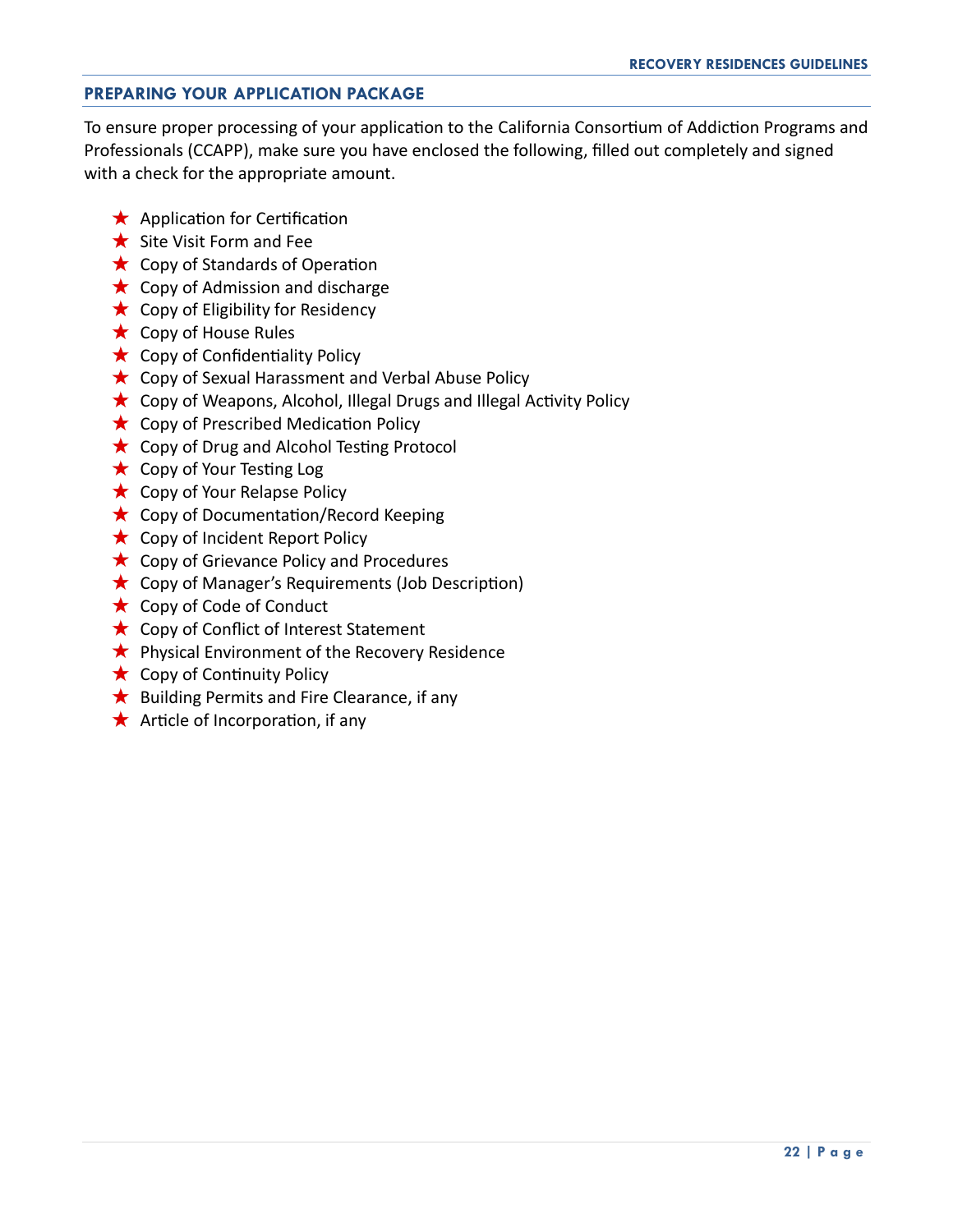## PREPARING YOUR APPLICATION PACKAGE

To ensure proper processing of your application to the California Consortium of Addiction Programs and Professionals (CCAPP), make sure you have enclosed the following, filled out completely and signed with a check for the appropriate amount.

- ★ Application for Certification
- ★ Site Visit Form and Fee
- ★ Copy of Standards of Operation
- ★ Copy of Admission and discharge
- ★ Copy of Eligibility for Residency
- ★ Copy of House Rules
- ★ Copy of Confidentiality Policy
- ★ Copy of Sexual Harassment and Verbal Abuse Policy
- ★ Copy of Weapons, Alcohol, Illegal Drugs and Illegal Activity Policy
- ★ Copy of Prescribed Medication Policy
- ★ Copy of Drug and Alcohol Testing Protocol
- ★ Copy of Your Testing Log
- ★ Copy of Your Relapse Policy
- ★ Copy of Documentation/Record Keeping
- ★ Copy of Incident Report Policy
- ★ Copy of Grievance Policy and Procedures
- ★ Copy of Manager's Requirements (Job Description)
- ★ Copy of Code of Conduct
- ★ Copy of Conflict of Interest Statement
- ★ Physical Environment of the Recovery Residence
- ★ Copy of Continuity Policy
- ★ Building Permits and Fire Clearance, if any
- ★ Article of Incorporation, if any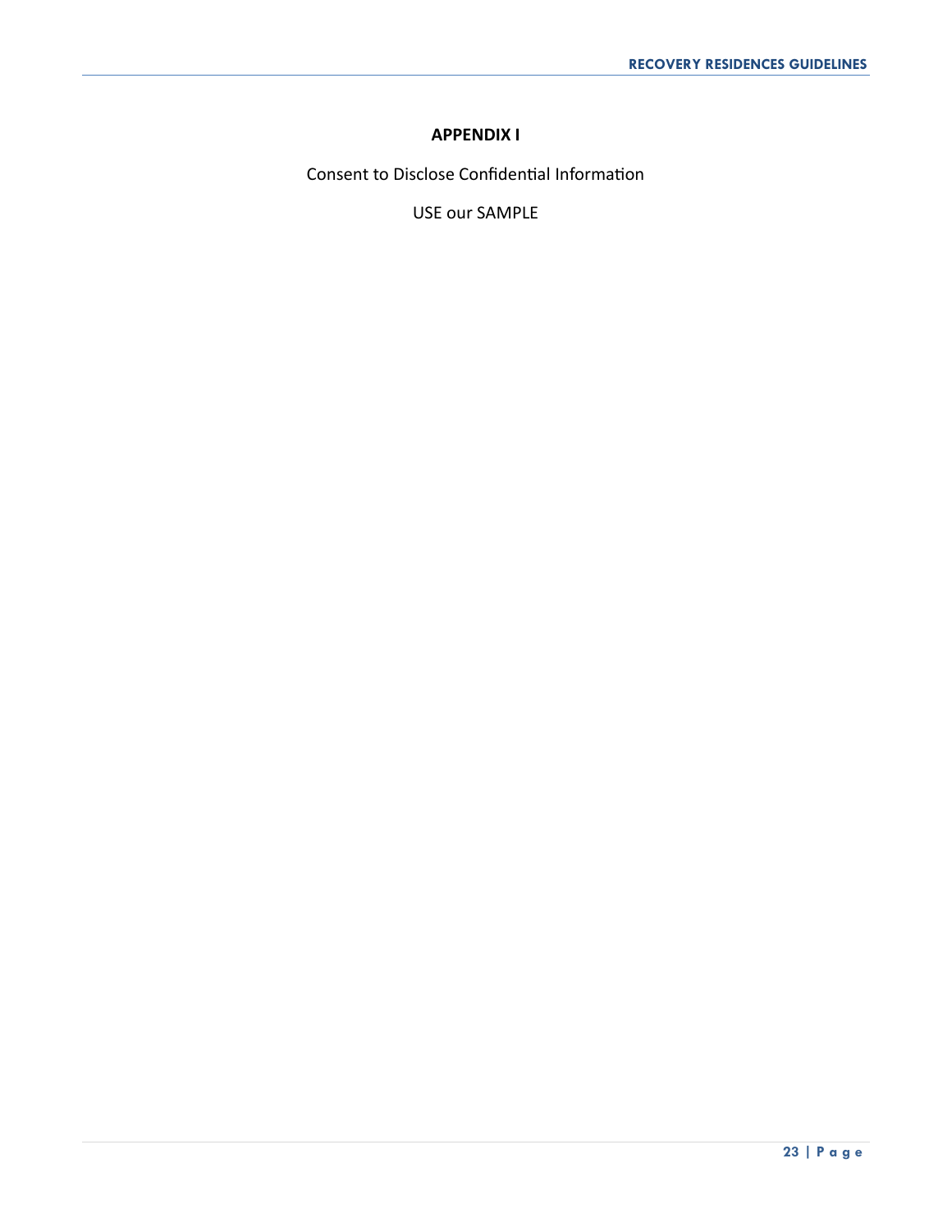## APPENDIX I

Consent to Disclose Confidential Information

USE our SAMPLE